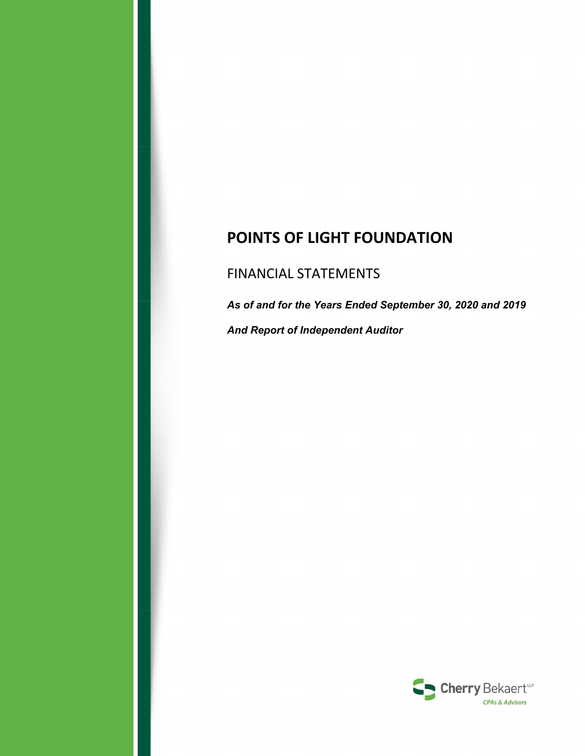# POINTS OF LIGHT FOUNDATION

## FINANCIAL STATEMENTS

***As of and for the Years Ended September 30, 2020 and 2019***

***And Report of Independent Auditor***

Cherry Bekaert LLP
CPAs & Advisors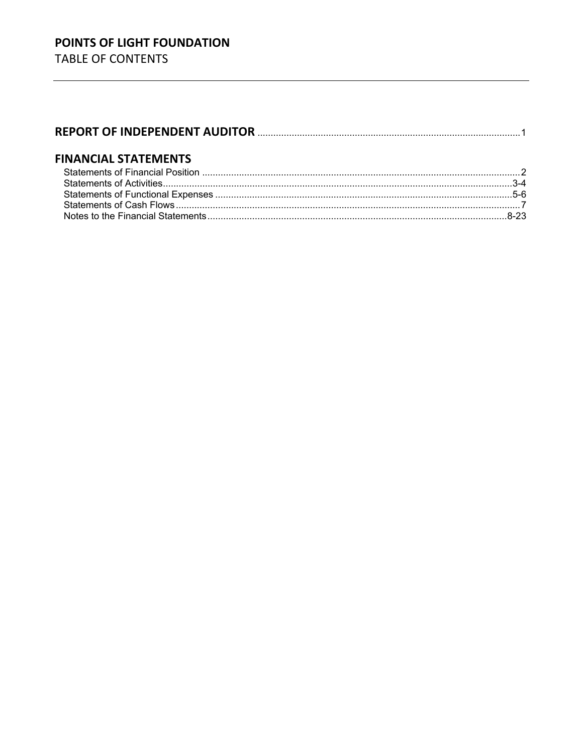# POINTS OF LIGHT FOUNDATION

TABLE OF CONTENTS

**REPORT OF INDEPENDENT AUDITOR** .......................................................................................... 1

## FINANCIAL STATEMENTS

Statements of Financial Position ........................................................................................................ 2
Statements of Activities.................................................................................................................... 3-4
Statements of Functional Expenses ................................................................................................. 5-6
Statements of Cash Flows ................................................................................................................. 7
Notes to the Financial Statements.................................................................................................. 8-23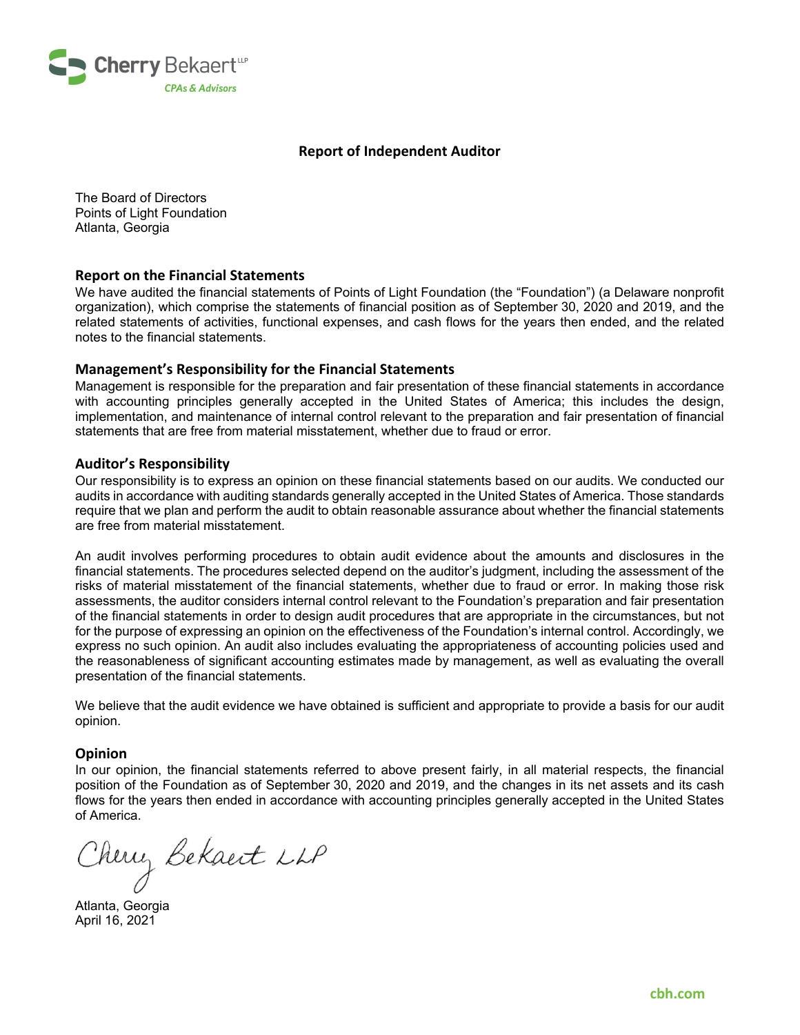Cherry Bekaert LLP
CPAs & Advisors

# Report of Independent Auditor

The Board of Directors
Points of Light Foundation
Atlanta, Georgia

## Report on the Financial Statements

We have audited the financial statements of Points of Light Foundation (the "Foundation") (a Delaware nonprofit organization), which comprise the statements of financial position as of September 30, 2020 and 2019, and the related statements of activities, functional expenses, and cash flows for the years then ended, and the related notes to the financial statements.

## Management's Responsibility for the Financial Statements

Management is responsible for the preparation and fair presentation of these financial statements in accordance with accounting principles generally accepted in the United States of America; this includes the design, implementation, and maintenance of internal control relevant to the preparation and fair presentation of financial statements that are free from material misstatement, whether due to fraud or error.

## Auditor's Responsibility

Our responsibility is to express an opinion on these financial statements based on our audits. We conducted our audits in accordance with auditing standards generally accepted in the United States of America. Those standards require that we plan and perform the audit to obtain reasonable assurance about whether the financial statements are free from material misstatement.

An audit involves performing procedures to obtain audit evidence about the amounts and disclosures in the financial statements. The procedures selected depend on the auditor's judgment, including the assessment of the risks of material misstatement of the financial statements, whether due to fraud or error. In making those risk assessments, the auditor considers internal control relevant to the Foundation's preparation and fair presentation of the financial statements in order to design audit procedures that are appropriate in the circumstances, but not for the purpose of expressing an opinion on the effectiveness of the Foundation's internal control. Accordingly, we express no such opinion. An audit also includes evaluating the appropriateness of accounting policies used and the reasonableness of significant accounting estimates made by management, as well as evaluating the overall presentation of the financial statements.

We believe that the audit evidence we have obtained is sufficient and appropriate to provide a basis for our audit opinion.

## Opinion

In our opinion, the financial statements referred to above present fairly, in all material respects, the financial position of the Foundation as of September 30, 2020 and 2019, and the changes in its net assets and its cash flows for the years then ended in accordance with accounting principles generally accepted in the United States of America.

*Cherry Bekaert LLP*

Atlanta, Georgia
April 16, 2021

cbh.com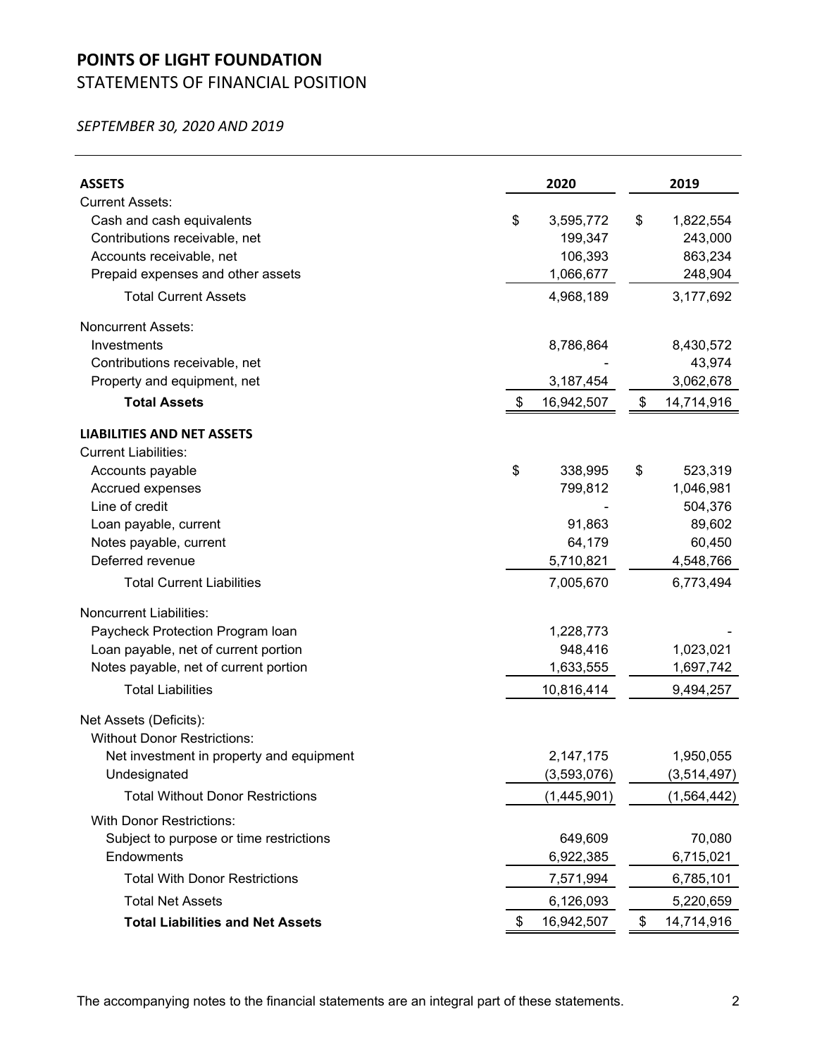# POINTS OF LIGHT FOUNDATION

## STATEMENTS OF FINANCIAL POSITION

*SEPTEMBER 30, 2020 AND 2019*

| **ASSETS** | **2020** | **2019** |
|---|---|---|
| Current Assets: | | |
| Cash and cash equivalents | $ 3,595,772 | $ 1,822,554 |
| Contributions receivable, net | 199,347 | 243,000 |
| Accounts receivable, net | 106,393 | 863,234 |
| Prepaid expenses and other assets | 1,066,677 | 248,904 |
| Total Current Assets | 4,968,189 | 3,177,692 |
| Noncurrent Assets: | | |
| Investments | 8,786,864 | 8,430,572 |
| Contributions receivable, net | - | 43,974 |
| Property and equipment, net | 3,187,454 | 3,062,678 |
| **Total Assets** | $ 16,942,507 | $ 14,714,916 |
| **LIABILITIES AND NET ASSETS** | | |
| Current Liabilities: | | |
| Accounts payable | $ 338,995 | $ 523,319 |
| Accrued expenses | 799,812 | 1,046,981 |
| Line of credit | - | 504,376 |
| Loan payable, current | 91,863 | 89,602 |
| Notes payable, current | 64,179 | 60,450 |
| Deferred revenue | 5,710,821 | 4,548,766 |
| Total Current Liabilities | 7,005,670 | 6,773,494 |
| Noncurrent Liabilities: | | |
| Paycheck Protection Program loan | 1,228,773 | - |
| Loan payable, net of current portion | 948,416 | 1,023,021 |
| Notes payable, net of current portion | 1,633,555 | 1,697,742 |
| Total Liabilities | 10,816,414 | 9,494,257 |
| Net Assets (Deficits): | | |
| Without Donor Restrictions: | | |
| Net investment in property and equipment | 2,147,175 | 1,950,055 |
| Undesignated | (3,593,076) | (3,514,497) |
| Total Without Donor Restrictions | (1,445,901) | (1,564,442) |
| With Donor Restrictions: | | |
| Subject to purpose or time restrictions | 649,609 | 70,080 |
| Endowments | 6,922,385 | 6,715,021 |
| Total With Donor Restrictions | 7,571,994 | 6,785,101 |
| Total Net Assets | 6,126,093 | 5,220,659 |
| **Total Liabilities and Net Assets** | $ 16,942,507 | $ 14,714,916 |

The accompanying notes to the financial statements are an integral part of these statements.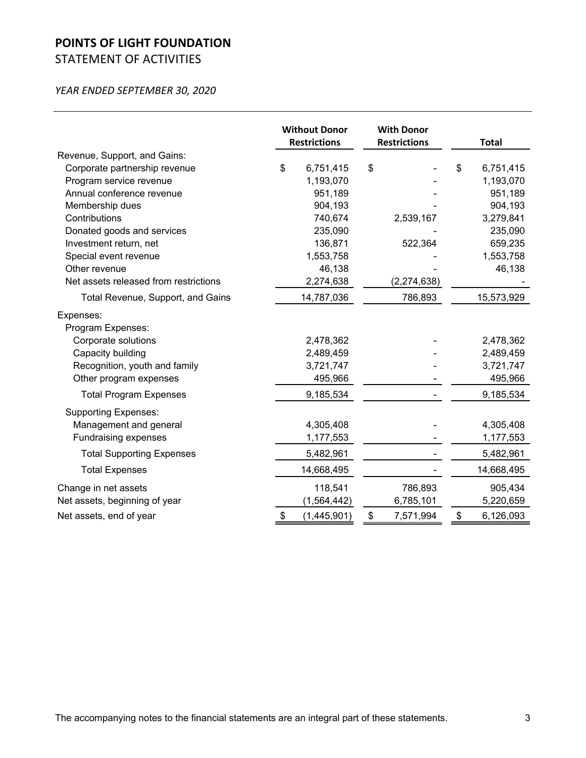# POINTS OF LIGHT FOUNDATION

## STATEMENT OF ACTIVITIES

*YEAR ENDED SEPTEMBER 30, 2020*

| | Without Donor Restrictions | With Donor Restrictions | Total |
|---|---|---|---|
| Revenue, Support, and Gains: | | | |
| Corporate partnership revenue | $ 6,751,415 | $ - | $ 6,751,415 |
| Program service revenue | 1,193,070 | - | 1,193,070 |
| Annual conference revenue | 951,189 | - | 951,189 |
| Membership dues | 904,193 | - | 904,193 |
| Contributions | 740,674 | 2,539,167 | 3,279,841 |
| Donated goods and services | 235,090 | - | 235,090 |
| Investment return, net | 136,871 | 522,364 | 659,235 |
| Special event revenue | 1,553,758 | - | 1,553,758 |
| Other revenue | 46,138 | - | 46,138 |
| Net assets released from restrictions | 2,274,638 | (2,274,638) | - |
| Total Revenue, Support, and Gains | 14,787,036 | 786,893 | 15,573,929 |
| Expenses: | | | |
| Program Expenses: | | | |
| Corporate solutions | 2,478,362 | - | 2,478,362 |
| Capacity building | 2,489,459 | - | 2,489,459 |
| Recognition, youth and family | 3,721,747 | - | 3,721,747 |
| Other program expenses | 495,966 | - | 495,966 |
| Total Program Expenses | 9,185,534 | - | 9,185,534 |
| Supporting Expenses: | | | |
| Management and general | 4,305,408 | - | 4,305,408 |
| Fundraising expenses | 1,177,553 | - | 1,177,553 |
| Total Supporting Expenses | 5,482,961 | - | 5,482,961 |
| Total Expenses | 14,668,495 | - | 14,668,495 |
| Change in net assets | 118,541 | 786,893 | 905,434 |
| Net assets, beginning of year | (1,564,442) | 6,785,101 | 5,220,659 |
| Net assets, end of year | $ (1,445,901) | $ 7,571,994 | $ 6,126,093 |

The accompanying notes to the financial statements are an integral part of these statements.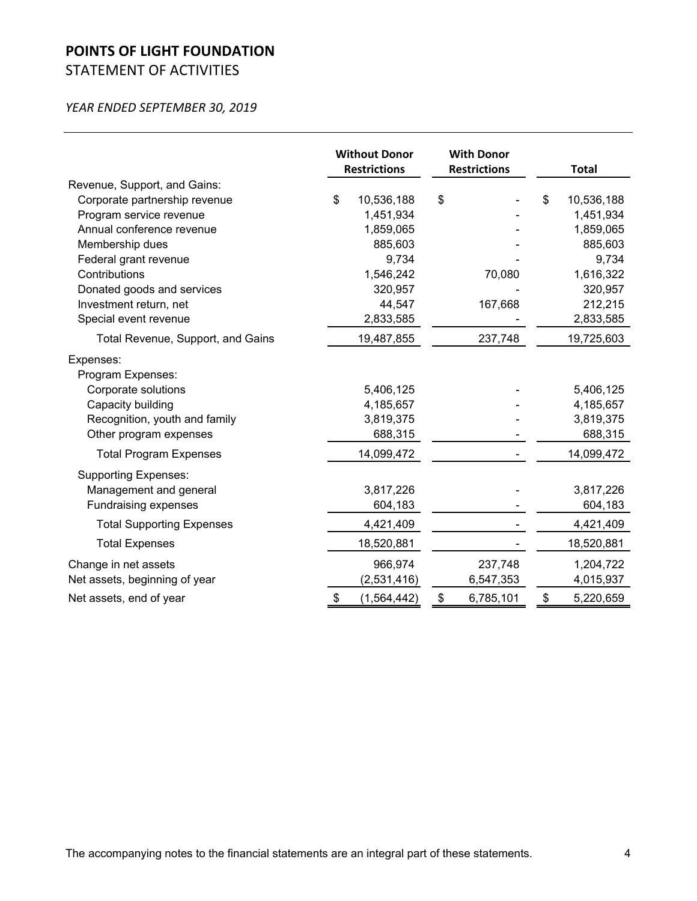# POINTS OF LIGHT FOUNDATION

## STATEMENT OF ACTIVITIES

*YEAR ENDED SEPTEMBER 30, 2019*

| | Without Donor Restrictions | With Donor Restrictions | Total |
|---|---|---|---|
| Revenue, Support, and Gains: | | | |
| Corporate partnership revenue | $ 10,536,188 | $ - | $ 10,536,188 |
| Program service revenue | 1,451,934 | - | 1,451,934 |
| Annual conference revenue | 1,859,065 | - | 1,859,065 |
| Membership dues | 885,603 | - | 885,603 |
| Federal grant revenue | 9,734 | - | 9,734 |
| Contributions | 1,546,242 | 70,080 | 1,616,322 |
| Donated goods and services | 320,957 | - | 320,957 |
| Investment return, net | 44,547 | 167,668 | 212,215 |
| Special event revenue | 2,833,585 | - | 2,833,585 |
| Total Revenue, Support, and Gains | 19,487,855 | 237,748 | 19,725,603 |
| Expenses: | | | |
| Program Expenses: | | | |
| Corporate solutions | 5,406,125 | - | 5,406,125 |
| Capacity building | 4,185,657 | - | 4,185,657 |
| Recognition, youth and family | 3,819,375 | - | 3,819,375 |
| Other program expenses | 688,315 | - | 688,315 |
| Total Program Expenses | 14,099,472 | - | 14,099,472 |
| Supporting Expenses: | | | |
| Management and general | 3,817,226 | - | 3,817,226 |
| Fundraising expenses | 604,183 | - | 604,183 |
| Total Supporting Expenses | 4,421,409 | - | 4,421,409 |
| Total Expenses | 18,520,881 | - | 18,520,881 |
| Change in net assets | 966,974 | 237,748 | 1,204,722 |
| Net assets, beginning of year | (2,531,416) | 6,547,353 | 4,015,937 |
| Net assets, end of year | $ (1,564,442) | $ 6,785,101 | $ 5,220,659 |

The accompanying notes to the financial statements are an integral part of these statements.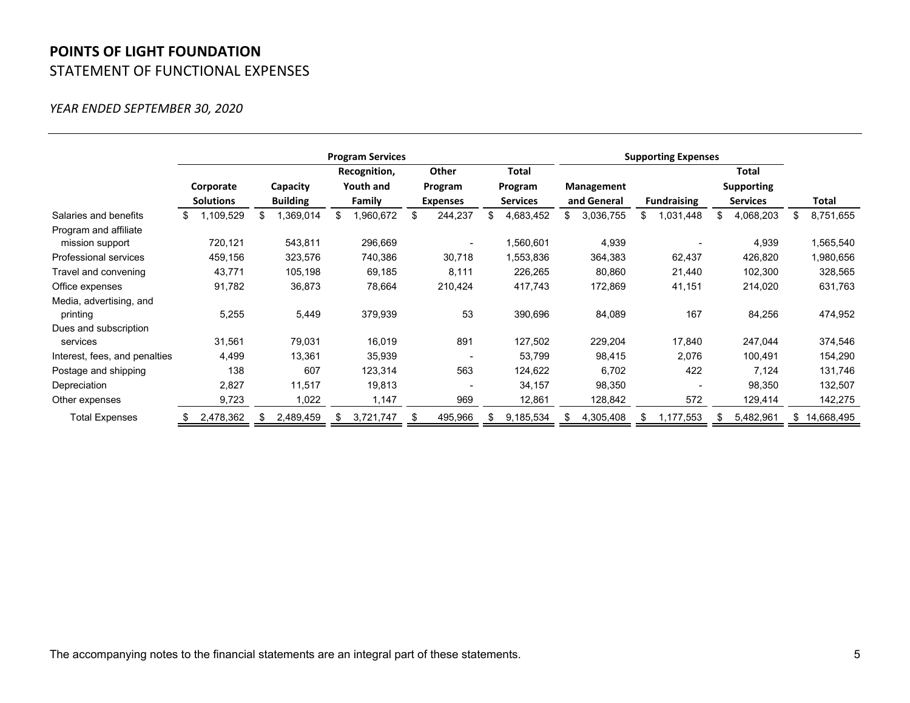# POINTS OF LIGHT FOUNDATION

## STATEMENT OF FUNCTIONAL EXPENSES

*YEAR ENDED SEPTEMBER 30, 2020*

| | Program Services | | | | | Supporting Expenses | | | |
|---|---|---|---|---|---|---|---|---|---|
| | Corporate Solutions | Capacity Building | Recognition, Youth and Family | Other Program Expenses | Total Program Services | Management and General | Fundraising | Total Supporting Services | Total |
| Salaries and benefits | $ 1,109,529 | $ 1,369,014 | $ 1,960,672 | $ 244,237 | $ 4,683,452 | $ 3,036,755 | $ 1,031,448 | $ 4,068,203 | $ 8,751,655 |
| Program and affiliate mission support | 720,121 | 543,811 | 296,669 | - | 1,560,601 | 4,939 | - | 4,939 | 1,565,540 |
| Professional services | 459,156 | 323,576 | 740,386 | 30,718 | 1,553,836 | 364,383 | 62,437 | 426,820 | 1,980,656 |
| Travel and convening | 43,771 | 105,198 | 69,185 | 8,111 | 226,265 | 80,860 | 21,440 | 102,300 | 328,565 |
| Office expenses | 91,782 | 36,873 | 78,664 | 210,424 | 417,743 | 172,869 | 41,151 | 214,020 | 631,763 |
| Media, advertising, and printing | 5,255 | 5,449 | 379,939 | 53 | 390,696 | 84,089 | 167 | 84,256 | 474,952 |
| Dues and subscription services | 31,561 | 79,031 | 16,019 | 891 | 127,502 | 229,204 | 17,840 | 247,044 | 374,546 |
| Interest, fees, and penalties | 4,499 | 13,361 | 35,939 | - | 53,799 | 98,415 | 2,076 | 100,491 | 154,290 |
| Postage and shipping | 138 | 607 | 123,314 | 563 | 124,622 | 6,702 | 422 | 7,124 | 131,746 |
| Depreciation | 2,827 | 11,517 | 19,813 | - | 34,157 | 98,350 | - | 98,350 | 132,507 |
| Other expenses | 9,723 | 1,022 | 1,147 | 969 | 12,861 | 128,842 | 572 | 129,414 | 142,275 |
| Total Expenses | $ 2,478,362 | $ 2,489,459 | $ 3,721,747 | $ 495,966 | $ 9,185,534 | $ 4,305,408 | $ 1,177,553 | $ 5,482,961 | $ 14,668,495 |

The accompanying notes to the financial statements are an integral part of these statements.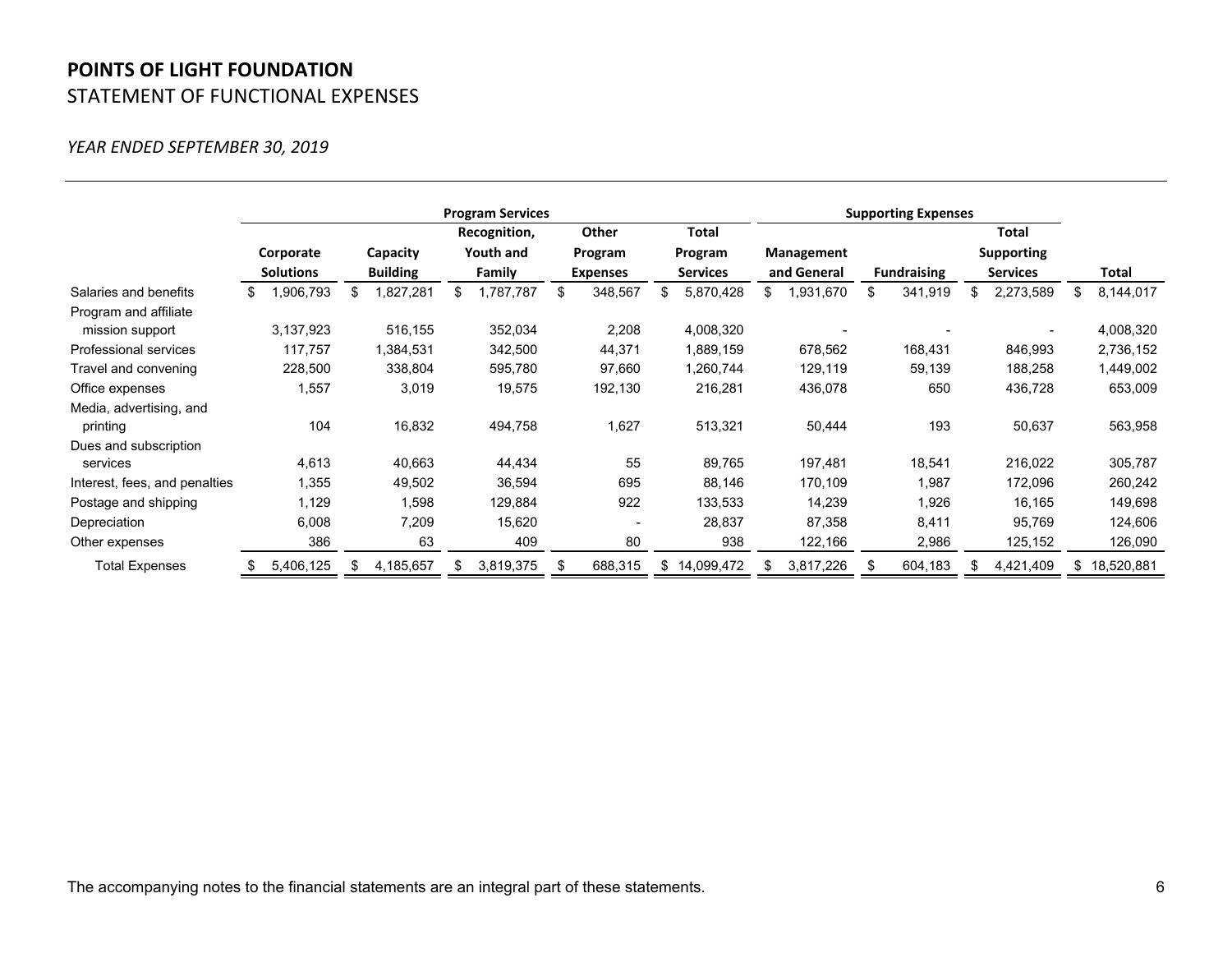# POINTS OF LIGHT FOUNDATION

STATEMENT OF FUNCTIONAL EXPENSES

*YEAR ENDED SEPTEMBER 30, 2019*

| | Program Services | | | | | Supporting Expenses | | | |
|---|---|---|---|---|---|---|---|---|---|
| | Corporate Solutions | Capacity Building | Recognition, Youth and Family | Other Program Expenses | Total Program Services | Management and General | Fundraising | Total Supporting Services | Total |
| Salaries and benefits | $ 1,906,793 | $ 1,827,281 | $ 1,787,787 | $ 348,567 | $ 5,870,428 | $ 1,931,670 | $ 341,919 | $ 2,273,589 | $ 8,144,017 |
| Program and affiliate mission support | 3,137,923 | 516,155 | 352,034 | 2,208 | 4,008,320 | - | - | - | 4,008,320 |
| Professional services | 117,757 | 1,384,531 | 342,500 | 44,371 | 1,889,159 | 678,562 | 168,431 | 846,993 | 2,736,152 |
| Travel and convening | 228,500 | 338,804 | 595,780 | 97,660 | 1,260,744 | 129,119 | 59,139 | 188,258 | 1,449,002 |
| Office expenses | 1,557 | 3,019 | 19,575 | 192,130 | 216,281 | 436,078 | 650 | 436,728 | 653,009 |
| Media, advertising, and printing | 104 | 16,832 | 494,758 | 1,627 | 513,321 | 50,444 | 193 | 50,637 | 563,958 |
| Dues and subscription services | 4,613 | 40,663 | 44,434 | 55 | 89,765 | 197,481 | 18,541 | 216,022 | 305,787 |
| Interest, fees, and penalties | 1,355 | 49,502 | 36,594 | 695 | 88,146 | 170,109 | 1,987 | 172,096 | 260,242 |
| Postage and shipping | 1,129 | 1,598 | 129,884 | 922 | 133,533 | 14,239 | 1,926 | 16,165 | 149,698 |
| Depreciation | 6,008 | 7,209 | 15,620 | - | 28,837 | 87,358 | 8,411 | 95,769 | 124,606 |
| Other expenses | 386 | 63 | 409 | 80 | 938 | 122,166 | 2,986 | 125,152 | 126,090 |
| Total Expenses | $ 5,406,125 | $ 4,185,657 | $ 3,819,375 | $ 688,315 | $ 14,099,472 | $ 3,817,226 | $ 604,183 | $ 4,421,409 | $ 18,520,881 |

The accompanying notes to the financial statements are an integral part of these statements.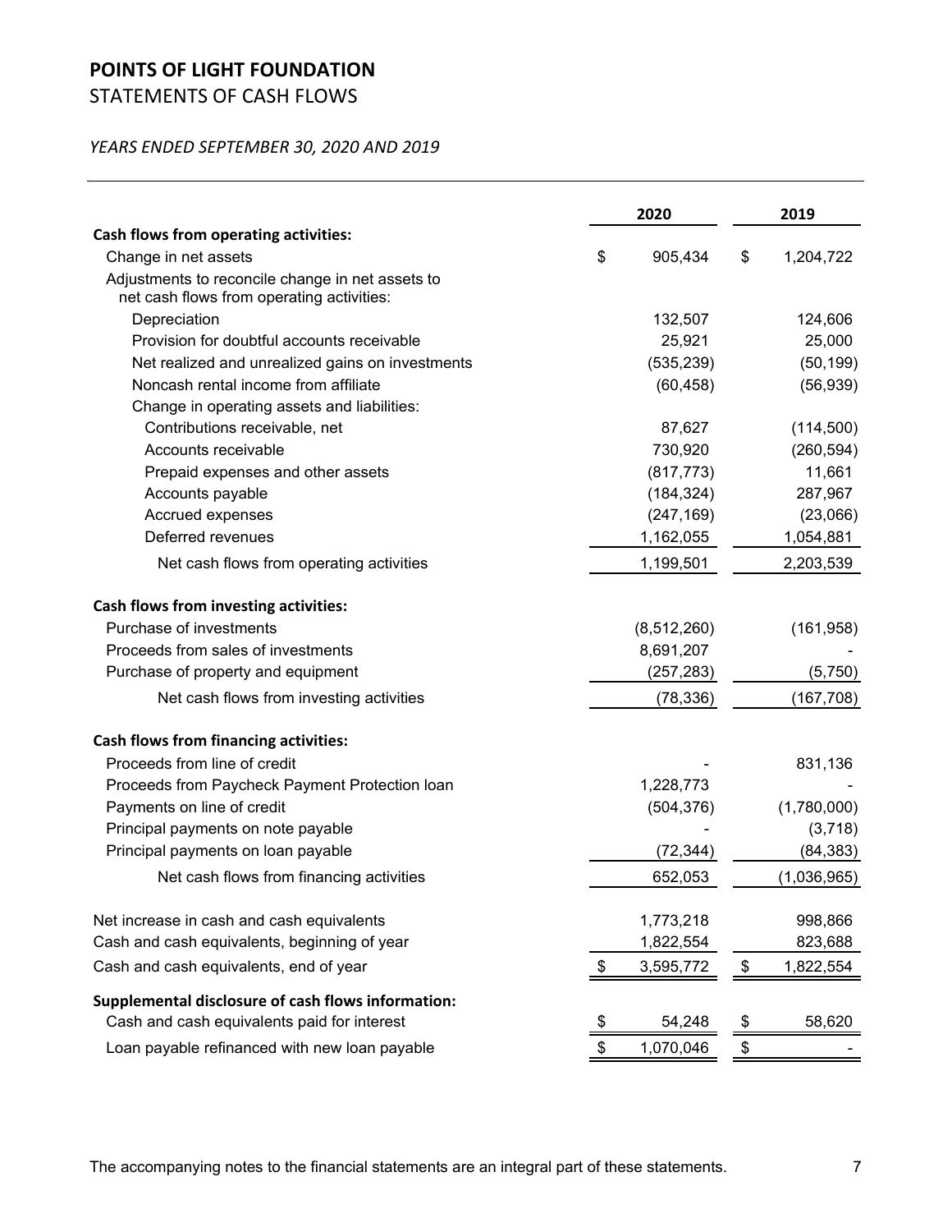# POINTS OF LIGHT FOUNDATION

## STATEMENTS OF CASH FLOWS

*YEARS ENDED SEPTEMBER 30, 2020 AND 2019*

| | 2020 | 2019 |
|---|---|---|
| **Cash flows from operating activities:** | | |
| Change in net assets | $ 905,434 | $ 1,204,722 |
| Adjustments to reconcile change in net assets to net cash flows from operating activities: | | |
| Depreciation | 132,507 | 124,606 |
| Provision for doubtful accounts receivable | 25,921 | 25,000 |
| Net realized and unrealized gains on investments | (535,239) | (50,199) |
| Noncash rental income from affiliate | (60,458) | (56,939) |
| Change in operating assets and liabilities: | | |
| Contributions receivable, net | 87,627 | (114,500) |
| Accounts receivable | 730,920 | (260,594) |
| Prepaid expenses and other assets | (817,773) | 11,661 |
| Accounts payable | (184,324) | 287,967 |
| Accrued expenses | (247,169) | (23,066) |
| Deferred revenues | 1,162,055 | 1,054,881 |
| Net cash flows from operating activities | 1,199,501 | 2,203,539 |
| **Cash flows from investing activities:** | | |
| Purchase of investments | (8,512,260) | (161,958) |
| Proceeds from sales of investments | 8,691,207 | - |
| Purchase of property and equipment | (257,283) | (5,750) |
| Net cash flows from investing activities | (78,336) | (167,708) |
| **Cash flows from financing activities:** | | |
| Proceeds from line of credit | - | 831,136 |
| Proceeds from Paycheck Payment Protection loan | 1,228,773 | - |
| Payments on line of credit | (504,376) | (1,780,000) |
| Principal payments on note payable | - | (3,718) |
| Principal payments on loan payable | (72,344) | (84,383) |
| Net cash flows from financing activities | 652,053 | (1,036,965) |
| Net increase in cash and cash equivalents | 1,773,218 | 998,866 |
| Cash and cash equivalents, beginning of year | 1,822,554 | 823,688 |
| Cash and cash equivalents, end of year | $ 3,595,772 | $ 1,822,554 |
| **Supplemental disclosure of cash flows information:** | | |
| Cash and cash equivalents paid for interest | $ 54,248 | $ 58,620 |
| Loan payable refinanced with new loan payable | $ 1,070,046 | $ - |

The accompanying notes to the financial statements are an integral part of these statements.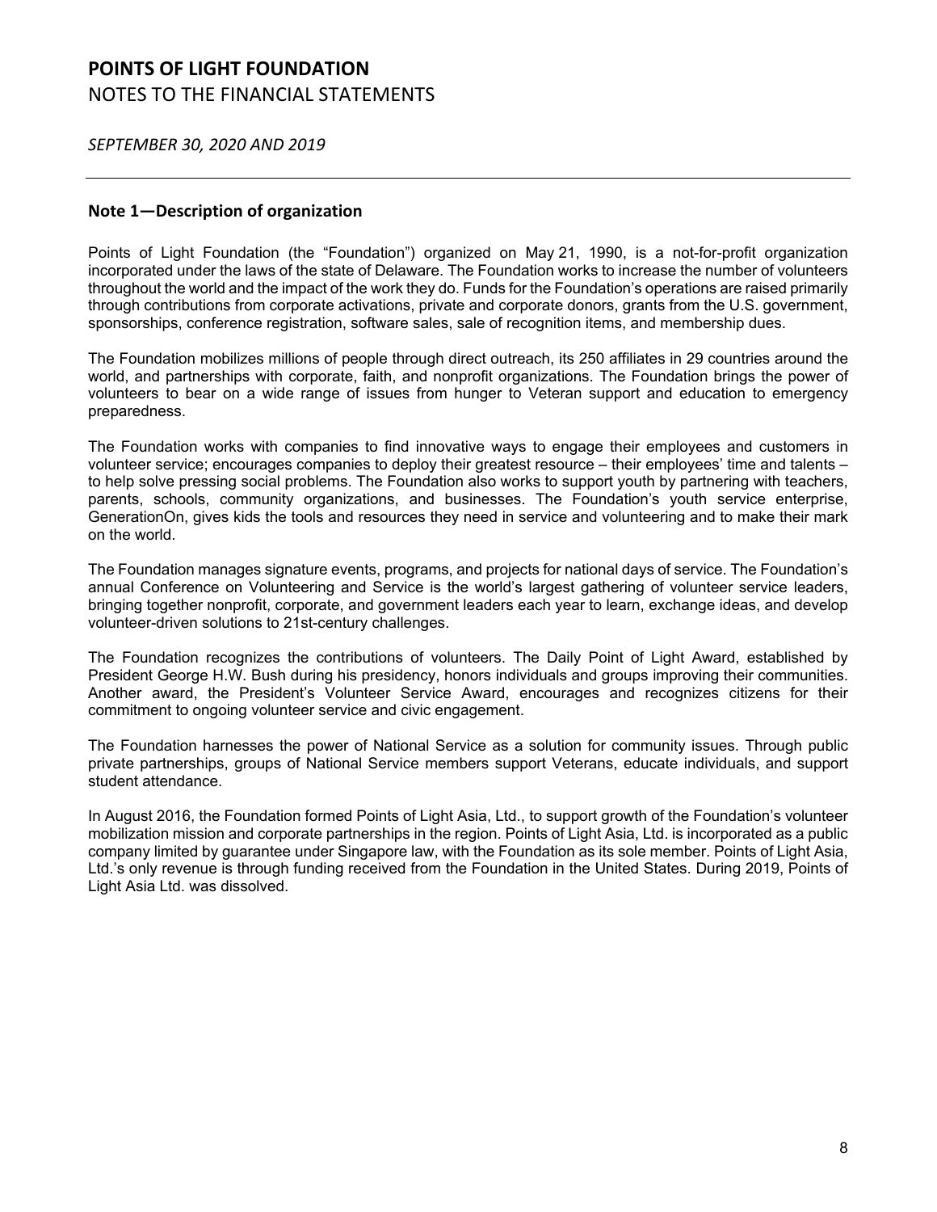# POINTS OF LIGHT FOUNDATION

NOTES TO THE FINANCIAL STATEMENTS

*SEPTEMBER 30, 2020 AND 2019*

## Note 1—Description of organization

Points of Light Foundation (the "Foundation") organized on May 21, 1990, is a not-for-profit organization incorporated under the laws of the state of Delaware. The Foundation works to increase the number of volunteers throughout the world and the impact of the work they do. Funds for the Foundation's operations are raised primarily through contributions from corporate activations, private and corporate donors, grants from the U.S. government, sponsorships, conference registration, software sales, sale of recognition items, and membership dues.

The Foundation mobilizes millions of people through direct outreach, its 250 affiliates in 29 countries around the world, and partnerships with corporate, faith, and nonprofit organizations. The Foundation brings the power of volunteers to bear on a wide range of issues from hunger to Veteran support and education to emergency preparedness.

The Foundation works with companies to find innovative ways to engage their employees and customers in volunteer service; encourages companies to deploy their greatest resource – their employees' time and talents – to help solve pressing social problems. The Foundation also works to support youth by partnering with teachers, parents, schools, community organizations, and businesses. The Foundation's youth service enterprise, GenerationOn, gives kids the tools and resources they need in service and volunteering and to make their mark on the world.

The Foundation manages signature events, programs, and projects for national days of service. The Foundation's annual Conference on Volunteering and Service is the world's largest gathering of volunteer service leaders, bringing together nonprofit, corporate, and government leaders each year to learn, exchange ideas, and develop volunteer-driven solutions to 21st-century challenges.

The Foundation recognizes the contributions of volunteers. The Daily Point of Light Award, established by President George H.W. Bush during his presidency, honors individuals and groups improving their communities. Another award, the President's Volunteer Service Award, encourages and recognizes citizens for their commitment to ongoing volunteer service and civic engagement.

The Foundation harnesses the power of National Service as a solution for community issues. Through public private partnerships, groups of National Service members support Veterans, educate individuals, and support student attendance.

In August 2016, the Foundation formed Points of Light Asia, Ltd., to support growth of the Foundation's volunteer mobilization mission and corporate partnerships in the region. Points of Light Asia, Ltd. is incorporated as a public company limited by guarantee under Singapore law, with the Foundation as its sole member. Points of Light Asia, Ltd.'s only revenue is through funding received from the Foundation in the United States. During 2019, Points of Light Asia Ltd. was dissolved.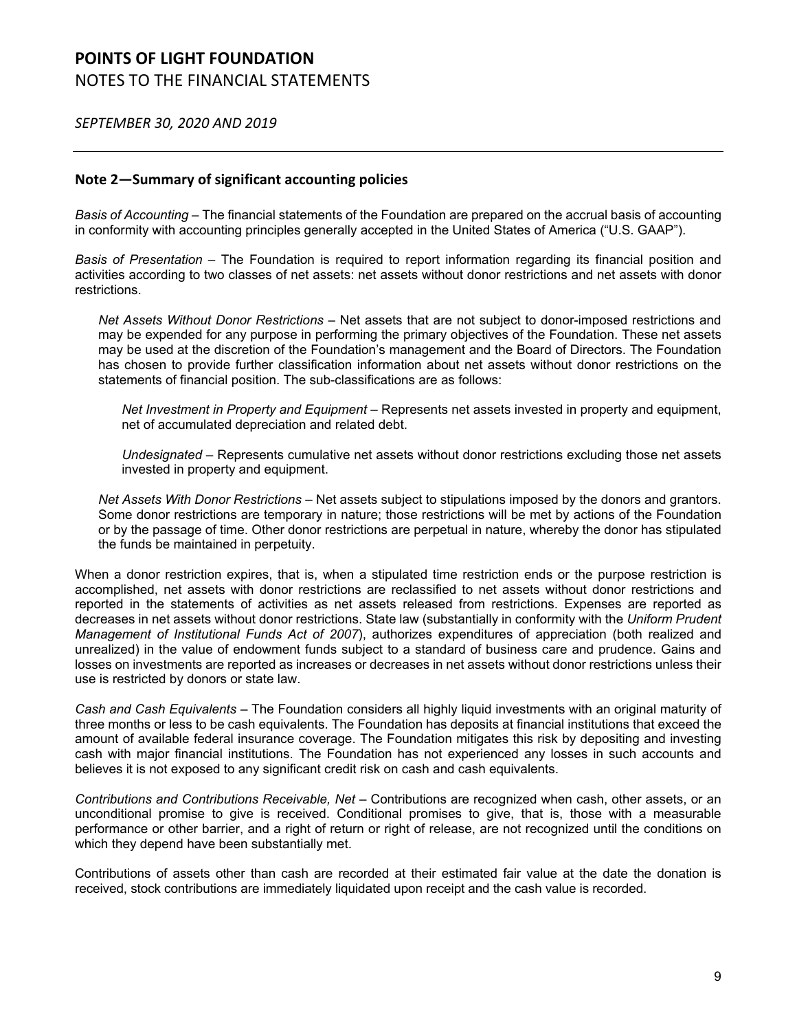## Note 2—Summary of significant accounting policies

*Basis of Accounting* – The financial statements of the Foundation are prepared on the accrual basis of accounting in conformity with accounting principles generally accepted in the United States of America ("U.S. GAAP").

*Basis of Presentation* – The Foundation is required to report information regarding its financial position and activities according to two classes of net assets: net assets without donor restrictions and net assets with donor restrictions.

> *Net Assets Without Donor Restrictions* – Net assets that are not subject to donor-imposed restrictions and may be expended for any purpose in performing the primary objectives of the Foundation. These net assets may be used at the discretion of the Foundation's management and the Board of Directors. The Foundation has chosen to provide further classification information about net assets without donor restrictions on the statements of financial position. The sub-classifications are as follows:
>
> > *Net Investment in Property and Equipment* – Represents net assets invested in property and equipment, net of accumulated depreciation and related debt.
> >
> > *Undesignated* – Represents cumulative net assets without donor restrictions excluding those net assets invested in property and equipment.
>
> *Net Assets With Donor Restrictions* – Net assets subject to stipulations imposed by the donors and grantors. Some donor restrictions are temporary in nature; those restrictions will be met by actions of the Foundation or by the passage of time. Other donor restrictions are perpetual in nature, whereby the donor has stipulated the funds be maintained in perpetuity.

When a donor restriction expires, that is, when a stipulated time restriction ends or the purpose restriction is accomplished, net assets with donor restrictions are reclassified to net assets without donor restrictions and reported in the statements of activities as net assets released from restrictions. Expenses are reported as decreases in net assets without donor restrictions. State law (substantially in conformity with the *Uniform Prudent Management of Institutional Funds Act of 2007*), authorizes expenditures of appreciation (both realized and unrealized) in the value of endowment funds subject to a standard of business care and prudence. Gains and losses on investments are reported as increases or decreases in net assets without donor restrictions unless their use is restricted by donors or state law.

*Cash and Cash Equivalents* – The Foundation considers all highly liquid investments with an original maturity of three months or less to be cash equivalents. The Foundation has deposits at financial institutions that exceed the amount of available federal insurance coverage. The Foundation mitigates this risk by depositing and investing cash with major financial institutions. The Foundation has not experienced any losses in such accounts and believes it is not exposed to any significant credit risk on cash and cash equivalents.

*Contributions and Contributions Receivable, Net* – Contributions are recognized when cash, other assets, or an unconditional promise to give is received. Conditional promises to give, that is, those with a measurable performance or other barrier, and a right of return or right of release, are not recognized until the conditions on which they depend have been substantially met.

Contributions of assets other than cash are recorded at their estimated fair value at the date the donation is received, stock contributions are immediately liquidated upon receipt and the cash value is recorded.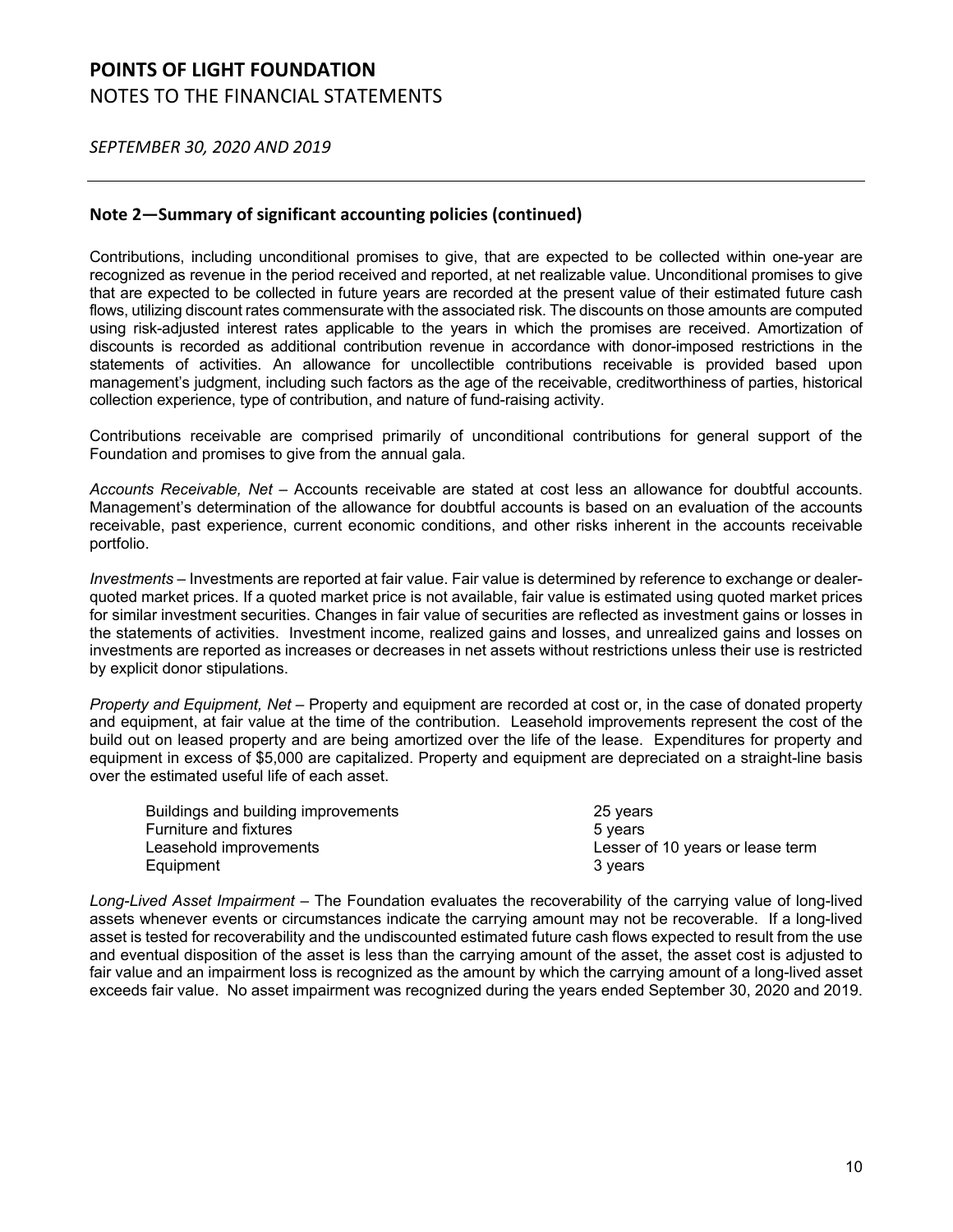# POINTS OF LIGHT FOUNDATION

NOTES TO THE FINANCIAL STATEMENTS

*SEPTEMBER 30, 2020 AND 2019*

## Note 2—Summary of significant accounting policies (continued)

Contributions, including unconditional promises to give, that are expected to be collected within one-year are recognized as revenue in the period received and reported, at net realizable value. Unconditional promises to give that are expected to be collected in future years are recorded at the present value of their estimated future cash flows, utilizing discount rates commensurate with the associated risk. The discounts on those amounts are computed using risk-adjusted interest rates applicable to the years in which the promises are received. Amortization of discounts is recorded as additional contribution revenue in accordance with donor-imposed restrictions in the statements of activities. An allowance for uncollectible contributions receivable is provided based upon management's judgment, including such factors as the age of the receivable, creditworthiness of parties, historical collection experience, type of contribution, and nature of fund-raising activity.

Contributions receivable are comprised primarily of unconditional contributions for general support of the Foundation and promises to give from the annual gala.

*Accounts Receivable, Net* – Accounts receivable are stated at cost less an allowance for doubtful accounts. Management's determination of the allowance for doubtful accounts is based on an evaluation of the accounts receivable, past experience, current economic conditions, and other risks inherent in the accounts receivable portfolio.

*Investments* – Investments are reported at fair value. Fair value is determined by reference to exchange or dealer-quoted market prices. If a quoted market price is not available, fair value is estimated using quoted market prices for similar investment securities. Changes in fair value of securities are reflected as investment gains or losses in the statements of activities. Investment income, realized gains and losses, and unrealized gains and losses on investments are reported as increases or decreases in net assets without restrictions unless their use is restricted by explicit donor stipulations.

*Property and Equipment, Net* – Property and equipment are recorded at cost or, in the case of donated property and equipment, at fair value at the time of the contribution. Leasehold improvements represent the cost of the build out on leased property and are being amortized over the life of the lease. Expenditures for property and equipment in excess of $5,000 are capitalized. Property and equipment are depreciated on a straight-line basis over the estimated useful life of each asset.

| | |
|---|---|
| Buildings and building improvements | 25 years |
| Furniture and fixtures | 5 years |
| Leasehold improvements | Lesser of 10 years or lease term |
| Equipment | 3 years |

*Long-Lived Asset Impairment* – The Foundation evaluates the recoverability of the carrying value of long-lived assets whenever events or circumstances indicate the carrying amount may not be recoverable. If a long-lived asset is tested for recoverability and the undiscounted estimated future cash flows expected to result from the use and eventual disposition of the asset is less than the carrying amount of the asset, the asset cost is adjusted to fair value and an impairment loss is recognized as the amount by which the carrying amount of a long-lived asset exceeds fair value. No asset impairment was recognized during the years ended September 30, 2020 and 2019.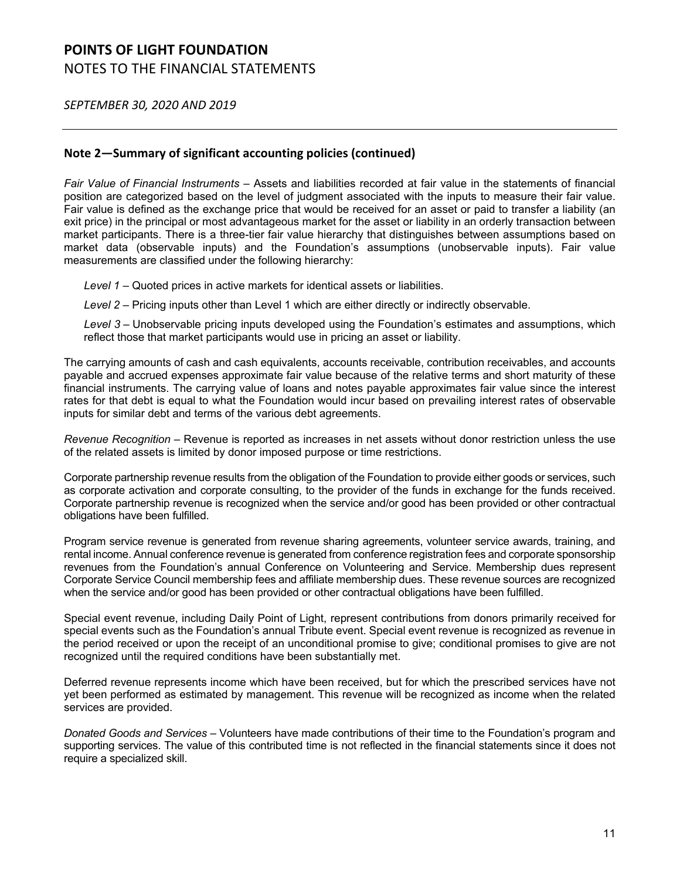## Note 2—Summary of significant accounting policies (continued)

*Fair Value of Financial Instruments* – Assets and liabilities recorded at fair value in the statements of financial position are categorized based on the level of judgment associated with the inputs to measure their fair value. Fair value is defined as the exchange price that would be received for an asset or paid to transfer a liability (an exit price) in the principal or most advantageous market for the asset or liability in an orderly transaction between market participants. There is a three-tier fair value hierarchy that distinguishes between assumptions based on market data (observable inputs) and the Foundation's assumptions (unobservable inputs). Fair value measurements are classified under the following hierarchy:

*Level 1* – Quoted prices in active markets for identical assets or liabilities.

*Level 2* – Pricing inputs other than Level 1 which are either directly or indirectly observable.

*Level 3* – Unobservable pricing inputs developed using the Foundation's estimates and assumptions, which reflect those that market participants would use in pricing an asset or liability.

The carrying amounts of cash and cash equivalents, accounts receivable, contribution receivables, and accounts payable and accrued expenses approximate fair value because of the relative terms and short maturity of these financial instruments. The carrying value of loans and notes payable approximates fair value since the interest rates for that debt is equal to what the Foundation would incur based on prevailing interest rates of observable inputs for similar debt and terms of the various debt agreements.

*Revenue Recognition* – Revenue is reported as increases in net assets without donor restriction unless the use of the related assets is limited by donor imposed purpose or time restrictions.

Corporate partnership revenue results from the obligation of the Foundation to provide either goods or services, such as corporate activation and corporate consulting, to the provider of the funds in exchange for the funds received. Corporate partnership revenue is recognized when the service and/or good has been provided or other contractual obligations have been fulfilled.

Program service revenue is generated from revenue sharing agreements, volunteer service awards, training, and rental income. Annual conference revenue is generated from conference registration fees and corporate sponsorship revenues from the Foundation's annual Conference on Volunteering and Service. Membership dues represent Corporate Service Council membership fees and affiliate membership dues. These revenue sources are recognized when the service and/or good has been provided or other contractual obligations have been fulfilled.

Special event revenue, including Daily Point of Light, represent contributions from donors primarily received for special events such as the Foundation's annual Tribute event. Special event revenue is recognized as revenue in the period received or upon the receipt of an unconditional promise to give; conditional promises to give are not recognized until the required conditions have been substantially met.

Deferred revenue represents income which have been received, but for which the prescribed services have not yet been performed as estimated by management. This revenue will be recognized as income when the related services are provided.

*Donated Goods and Services* – Volunteers have made contributions of their time to the Foundation's program and supporting services. The value of this contributed time is not reflected in the financial statements since it does not require a specialized skill.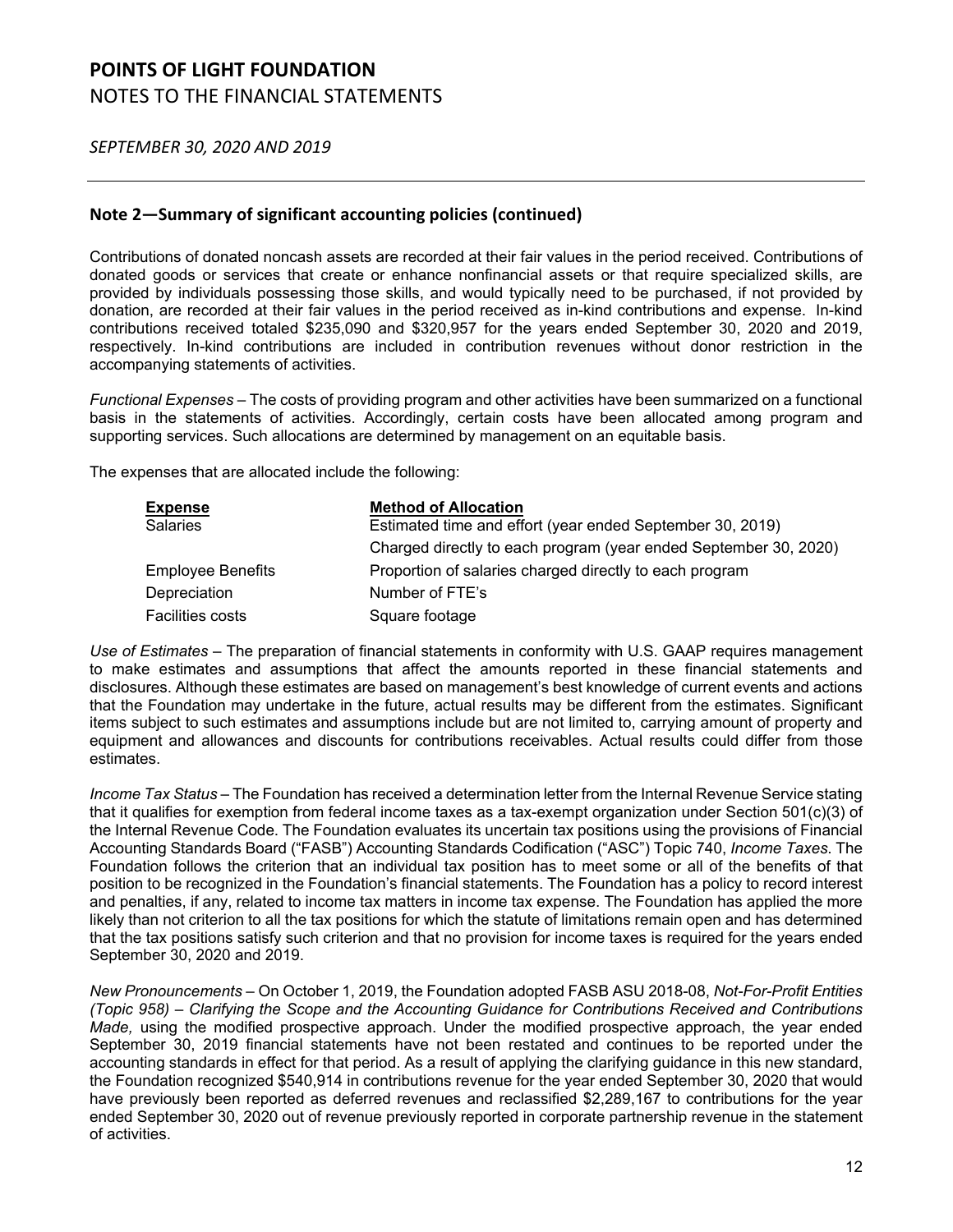## Note 2—Summary of significant accounting policies (continued)

Contributions of donated noncash assets are recorded at their fair values in the period received. Contributions of donated goods or services that create or enhance nonfinancial assets or that require specialized skills, are provided by individuals possessing those skills, and would typically need to be purchased, if not provided by donation, are recorded at their fair values in the period received as in-kind contributions and expense. In-kind contributions received totaled $235,090 and $320,957 for the years ended September 30, 2020 and 2019, respectively. In-kind contributions are included in contribution revenues without donor restriction in the accompanying statements of activities.

*Functional Expenses* – The costs of providing program and other activities have been summarized on a functional basis in the statements of activities. Accordingly, certain costs have been allocated among program and supporting services. Such allocations are determined by management on an equitable basis.

The expenses that are allocated include the following:

| Expense | Method of Allocation |
|---|---|
| Salaries | Estimated time and effort (year ended September 30, 2019) |
| | Charged directly to each program (year ended September 30, 2020) |
| Employee Benefits | Proportion of salaries charged directly to each program |
| Depreciation | Number of FTE's |
| Facilities costs | Square footage |

*Use of Estimates* – The preparation of financial statements in conformity with U.S. GAAP requires management to make estimates and assumptions that affect the amounts reported in these financial statements and disclosures. Although these estimates are based on management's best knowledge of current events and actions that the Foundation may undertake in the future, actual results may be different from the estimates. Significant items subject to such estimates and assumptions include but are not limited to, carrying amount of property and equipment and allowances and discounts for contributions receivables. Actual results could differ from those estimates.

*Income Tax Status* – The Foundation has received a determination letter from the Internal Revenue Service stating that it qualifies for exemption from federal income taxes as a tax-exempt organization under Section 501(c)(3) of the Internal Revenue Code. The Foundation evaluates its uncertain tax positions using the provisions of Financial Accounting Standards Board ("FASB") Accounting Standards Codification ("ASC") Topic 740, *Income Taxes*. The Foundation follows the criterion that an individual tax position has to meet some or all of the benefits of that position to be recognized in the Foundation's financial statements. The Foundation has a policy to record interest and penalties, if any, related to income tax matters in income tax expense. The Foundation has applied the more likely than not criterion to all the tax positions for which the statute of limitations remain open and has determined that the tax positions satisfy such criterion and that no provision for income taxes is required for the years ended September 30, 2020 and 2019.

*New Pronouncements* – On October 1, 2019, the Foundation adopted FASB ASU 2018-08, *Not-For-Profit Entities (Topic 958) – Clarifying the Scope and the Accounting Guidance for Contributions Received and Contributions Made,* using the modified prospective approach. Under the modified prospective approach, the year ended September 30, 2019 financial statements have not been restated and continues to be reported under the accounting standards in effect for that period. As a result of applying the clarifying guidance in this new standard, the Foundation recognized $540,914 in contributions revenue for the year ended September 30, 2020 that would have previously been reported as deferred revenues and reclassified $2,289,167 to contributions for the year ended September 30, 2020 out of revenue previously reported in corporate partnership revenue in the statement of activities.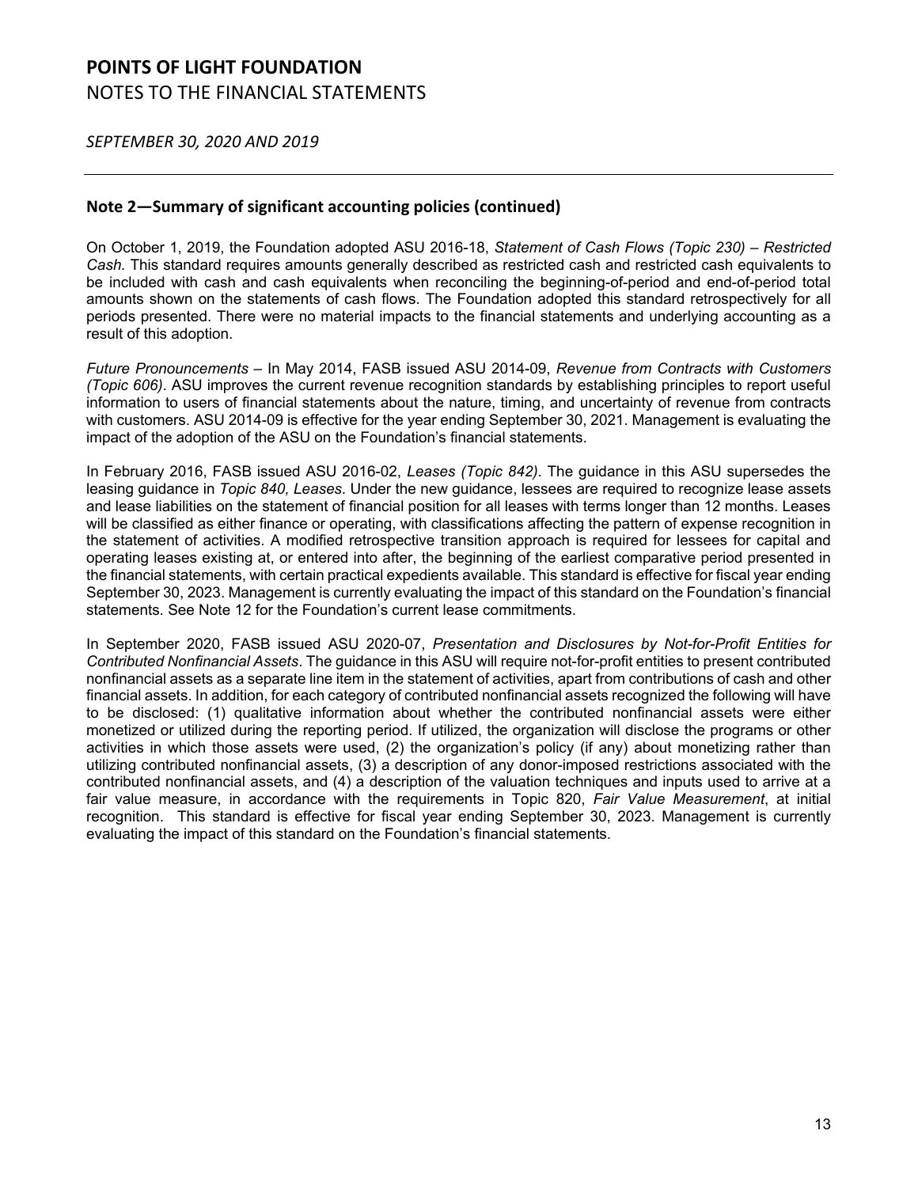## Note 2—Summary of significant accounting policies (continued)

On October 1, 2019, the Foundation adopted ASU 2016-18, *Statement of Cash Flows (Topic 230) – Restricted Cash.* This standard requires amounts generally described as restricted cash and restricted cash equivalents to be included with cash and cash equivalents when reconciling the beginning-of-period and end-of-period total amounts shown on the statements of cash flows. The Foundation adopted this standard retrospectively for all periods presented. There were no material impacts to the financial statements and underlying accounting as a result of this adoption.

*Future Pronouncements* – In May 2014, FASB issued ASU 2014-09, *Revenue from Contracts with Customers (Topic 606)*. ASU improves the current revenue recognition standards by establishing principles to report useful information to users of financial statements about the nature, timing, and uncertainty of revenue from contracts with customers. ASU 2014-09 is effective for the year ending September 30, 2021. Management is evaluating the impact of the adoption of the ASU on the Foundation's financial statements.

In February 2016, FASB issued ASU 2016-02, *Leases (Topic 842)*. The guidance in this ASU supersedes the leasing guidance in *Topic 840, Leases*. Under the new guidance, lessees are required to recognize lease assets and lease liabilities on the statement of financial position for all leases with terms longer than 12 months. Leases will be classified as either finance or operating, with classifications affecting the pattern of expense recognition in the statement of activities. A modified retrospective transition approach is required for lessees for capital and operating leases existing at, or entered into after, the beginning of the earliest comparative period presented in the financial statements, with certain practical expedients available. This standard is effective for fiscal year ending September 30, 2023. Management is currently evaluating the impact of this standard on the Foundation's financial statements. See Note 12 for the Foundation's current lease commitments.

In September 2020, FASB issued ASU 2020-07, *Presentation and Disclosures by Not-for-Profit Entities for Contributed Nonfinancial Assets*. The guidance in this ASU will require not-for-profit entities to present contributed nonfinancial assets as a separate line item in the statement of activities, apart from contributions of cash and other financial assets. In addition, for each category of contributed nonfinancial assets recognized the following will have to be disclosed: (1) qualitative information about whether the contributed nonfinancial assets were either monetized or utilized during the reporting period. If utilized, the organization will disclose the programs or other activities in which those assets were used, (2) the organization's policy (if any) about monetizing rather than utilizing contributed nonfinancial assets, (3) a description of any donor-imposed restrictions associated with the contributed nonfinancial assets, and (4) a description of the valuation techniques and inputs used to arrive at a fair value measure, in accordance with the requirements in Topic 820, *Fair Value Measurement*, at initial recognition. This standard is effective for fiscal year ending September 30, 2023. Management is currently evaluating the impact of this standard on the Foundation's financial statements.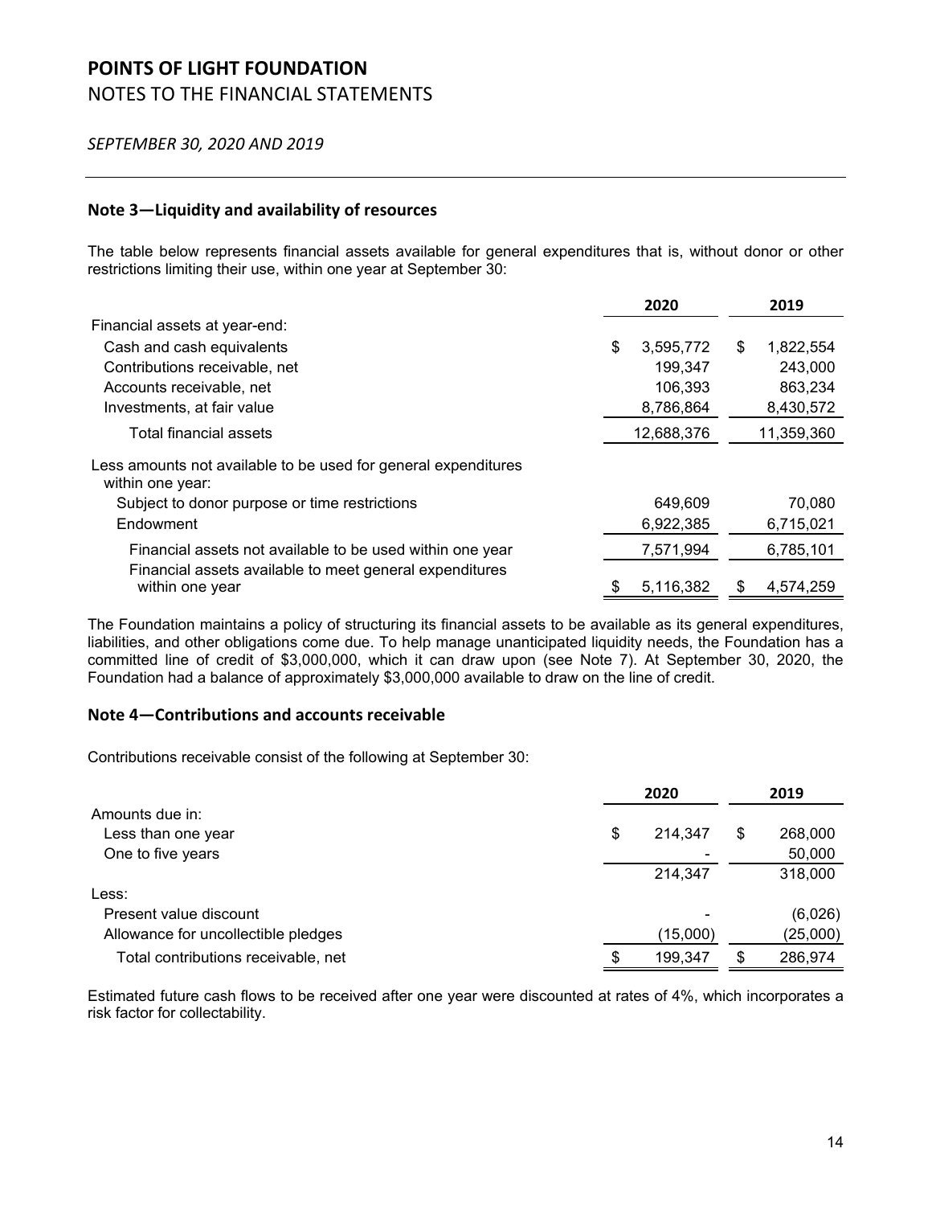# POINTS OF LIGHT FOUNDATION

NOTES TO THE FINANCIAL STATEMENTS

*SEPTEMBER 30, 2020 AND 2019*

## Note 3—Liquidity and availability of resources

The table below represents financial assets available for general expenditures that is, without donor or other restrictions limiting their use, within one year at September 30:

| | 2020 | 2019 |
|---|---|---|
| Financial assets at year-end: | | |
| Cash and cash equivalents | $ 3,595,772 | $ 1,822,554 |
| Contributions receivable, net | 199,347 | 243,000 |
| Accounts receivable, net | 106,393 | 863,234 |
| Investments, at fair value | 8,786,864 | 8,430,572 |
| Total financial assets | 12,688,376 | 11,359,360 |
| Less amounts not available to be used for general expenditures within one year: | | |
| Subject to donor purpose or time restrictions | 649,609 | 70,080 |
| Endowment | 6,922,385 | 6,715,021 |
| Financial assets not available to be used within one year | 7,571,994 | 6,785,101 |
| Financial assets available to meet general expenditures within one year | $ 5,116,382 | $ 4,574,259 |

The Foundation maintains a policy of structuring its financial assets to be available as its general expenditures, liabilities, and other obligations come due. To help manage unanticipated liquidity needs, the Foundation has a committed line of credit of $3,000,000, which it can draw upon (see Note 7). At September 30, 2020, the Foundation had a balance of approximately $3,000,000 available to draw on the line of credit.

## Note 4—Contributions and accounts receivable

Contributions receivable consist of the following at September 30:

| | 2020 | 2019 |
|---|---|---|
| Amounts due in: | | |
| Less than one year | $ 214,347 | $ 268,000 |
| One to five years | - | 50,000 |
| | 214,347 | 318,000 |
| Less: | | |
| Present value discount | - | (6,026) |
| Allowance for uncollectible pledges | (15,000) | (25,000) |
| Total contributions receivable, net | $ 199,347 | $ 286,974 |

Estimated future cash flows to be received after one year were discounted at rates of 4%, which incorporates a risk factor for collectability.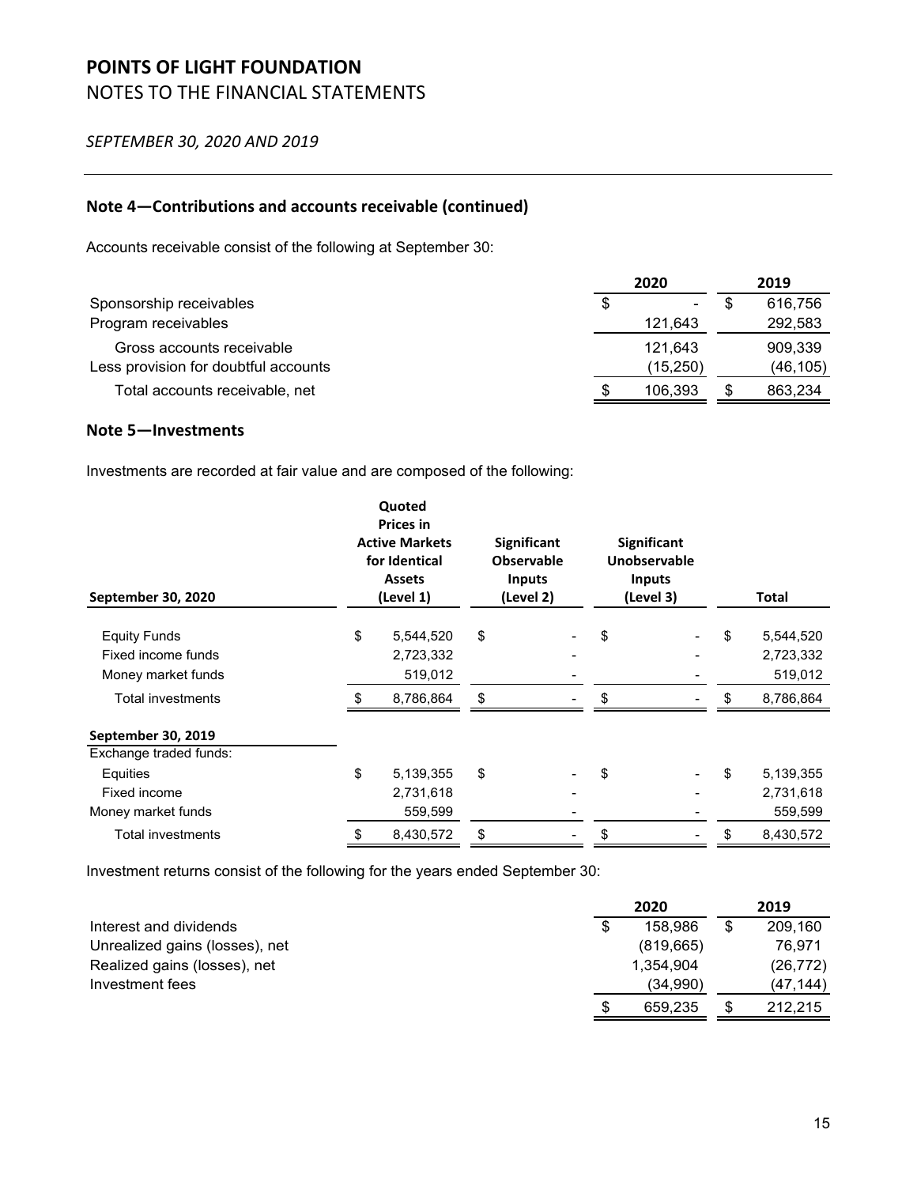# POINTS OF LIGHT FOUNDATION
## NOTES TO THE FINANCIAL STATEMENTS

*SEPTEMBER 30, 2020 AND 2019*

### Note 4—Contributions and accounts receivable (continued)

Accounts receivable consist of the following at September 30:

| | 2020 | 2019 |
|---|---|---|
| Sponsorship receivables | $ - | $ 616,756 |
| Program receivables | 121,643 | 292,583 |
| Gross accounts receivable | 121,643 | 909,339 |
| Less provision for doubtful accounts | (15,250) | (46,105) |
| Total accounts receivable, net | $ 106,393 | $ 863,234 |

### Note 5—Investments

Investments are recorded at fair value and are composed of the following:

| September 30, 2020 | Quoted Prices in Active Markets for Identical Assets (Level 1) | Significant Observable Inputs (Level 2) | Significant Unobservable Inputs (Level 3) | Total |
|---|---|---|---|---|
| Equity Funds | $ 5,544,520 | $ - | $ - | $ 5,544,520 |
| Fixed income funds | 2,723,332 | - | - | 2,723,332 |
| Money market funds | 519,012 | - | - | 519,012 |
| Total investments | $ 8,786,864 | $ - | $ - | $ 8,786,864 |
| **September 30, 2019** | | | | |
| Exchange traded funds: | | | | |
| Equities | $ 5,139,355 | $ - | $ - | $ 5,139,355 |
| Fixed income | 2,731,618 | - | - | 2,731,618 |
| Money market funds | 559,599 | - | - | 559,599 |
| Total investments | $ 8,430,572 | $ - | $ - | $ 8,430,572 |

Investment returns consist of the following for the years ended September 30:

| | 2020 | 2019 |
|---|---|---|
| Interest and dividends | $ 158,986 | $ 209,160 |
| Unrealized gains (losses), net | (819,665) | 76,971 |
| Realized gains (losses), net | 1,354,904 | (26,772) |
| Investment fees | (34,990) | (47,144) |
| | $ 659,235 | $ 212,215 |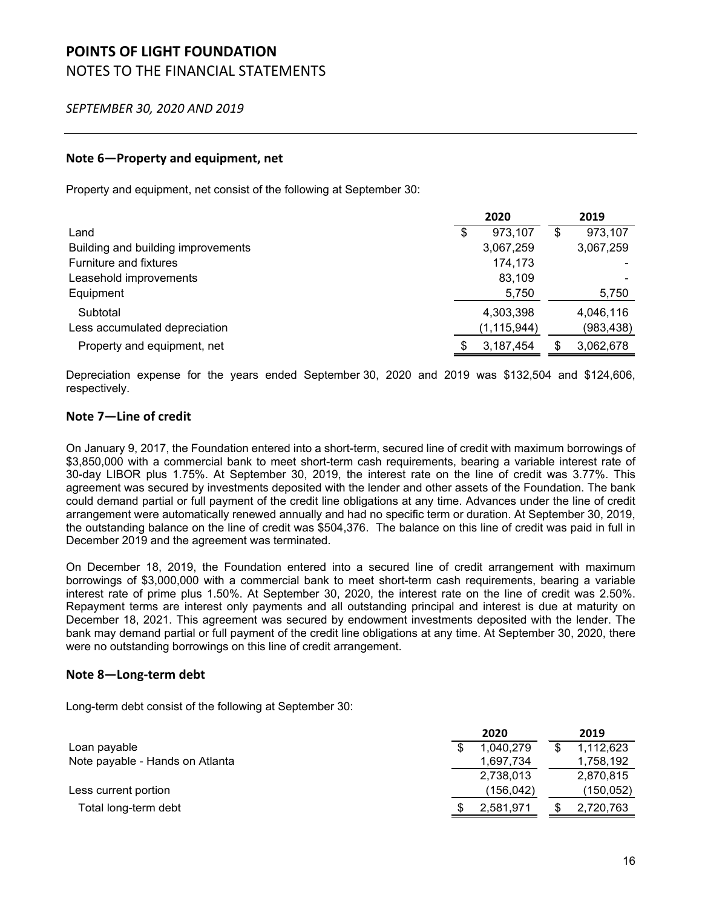# POINTS OF LIGHT FOUNDATION

NOTES TO THE FINANCIAL STATEMENTS

*SEPTEMBER 30, 2020 AND 2019*

## Note 6—Property and equipment, net

Property and equipment, net consist of the following at September 30:

| | 2020 | 2019 |
|---|---|---|
| Land | $ 973,107 | $ 973,107 |
| Building and building improvements | 3,067,259 | 3,067,259 |
| Furniture and fixtures | 174,173 | - |
| Leasehold improvements | 83,109 | - |
| Equipment | 5,750 | 5,750 |
| Subtotal | 4,303,398 | 4,046,116 |
| Less accumulated depreciation | (1,115,944) | (983,438) |
| Property and equipment, net | $ 3,187,454 | $ 3,062,678 |

Depreciation expense for the years ended September 30, 2020 and 2019 was $132,504 and $124,606, respectively.

## Note 7—Line of credit

On January 9, 2017, the Foundation entered into a short-term, secured line of credit with maximum borrowings of $3,850,000 with a commercial bank to meet short-term cash requirements, bearing a variable interest rate of 30-day LIBOR plus 1.75%. At September 30, 2019, the interest rate on the line of credit was 3.77%. This agreement was secured by investments deposited with the lender and other assets of the Foundation. The bank could demand partial or full payment of the credit line obligations at any time. Advances under the line of credit arrangement were automatically renewed annually and had no specific term or duration. At September 30, 2019, the outstanding balance on the line of credit was $504,376. The balance on this line of credit was paid in full in December 2019 and the agreement was terminated.

On December 18, 2019, the Foundation entered into a secured line of credit arrangement with maximum borrowings of $3,000,000 with a commercial bank to meet short-term cash requirements, bearing a variable interest rate of prime plus 1.50%. At September 30, 2020, the interest rate on the line of credit was 2.50%. Repayment terms are interest only payments and all outstanding principal and interest is due at maturity on December 18, 2021. This agreement was secured by endowment investments deposited with the lender. The bank may demand partial or full payment of the credit line obligations at any time. At September 30, 2020, there were no outstanding borrowings on this line of credit arrangement.

## Note 8—Long-term debt

Long-term debt consist of the following at September 30:

| | 2020 | 2019 |
|---|---|---|
| Loan payable | $ 1,040,279 | $ 1,112,623 |
| Note payable - Hands on Atlanta | 1,697,734 | 1,758,192 |
| | 2,738,013 | 2,870,815 |
| Less current portion | (156,042) | (150,052) |
| Total long-term debt | $ 2,581,971 | $ 2,720,763 |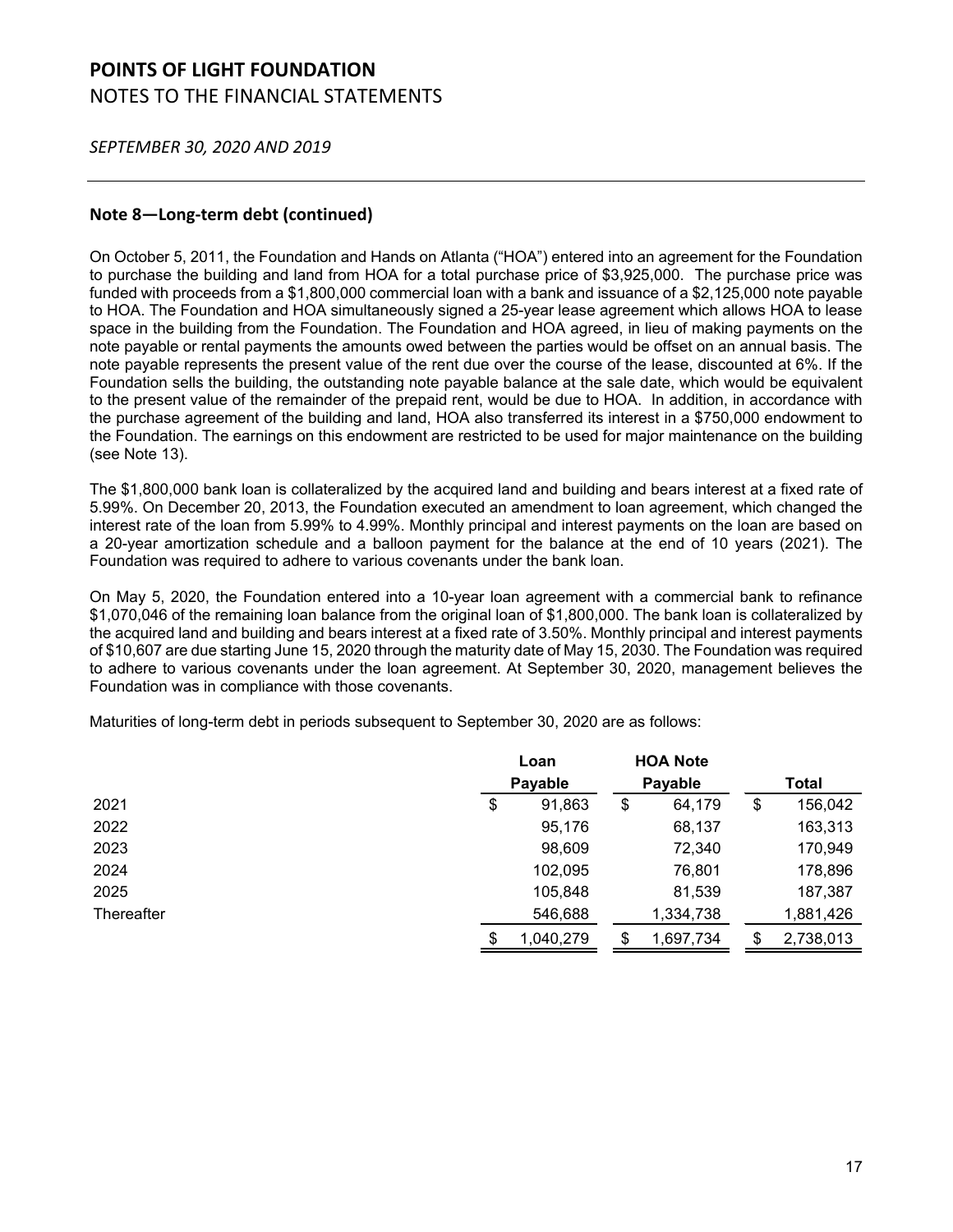# POINTS OF LIGHT FOUNDATION

NOTES TO THE FINANCIAL STATEMENTS

*SEPTEMBER 30, 2020 AND 2019*

## Note 8—Long-term debt (continued)

On October 5, 2011, the Foundation and Hands on Atlanta ("HOA") entered into an agreement for the Foundation to purchase the building and land from HOA for a total purchase price of $3,925,000. The purchase price was funded with proceeds from a $1,800,000 commercial loan with a bank and issuance of a $2,125,000 note payable to HOA. The Foundation and HOA simultaneously signed a 25-year lease agreement which allows HOA to lease space in the building from the Foundation. The Foundation and HOA agreed, in lieu of making payments on the note payable or rental payments the amounts owed between the parties would be offset on an annual basis. The note payable represents the present value of the rent due over the course of the lease, discounted at 6%. If the Foundation sells the building, the outstanding note payable balance at the sale date, which would be equivalent to the present value of the remainder of the prepaid rent, would be due to HOA. In addition, in accordance with the purchase agreement of the building and land, HOA also transferred its interest in a $750,000 endowment to the Foundation. The earnings on this endowment are restricted to be used for major maintenance on the building (see Note 13).

The $1,800,000 bank loan is collateralized by the acquired land and building and bears interest at a fixed rate of 5.99%. On December 20, 2013, the Foundation executed an amendment to loan agreement, which changed the interest rate of the loan from 5.99% to 4.99%. Monthly principal and interest payments on the loan are based on a 20-year amortization schedule and a balloon payment for the balance at the end of 10 years (2021). The Foundation was required to adhere to various covenants under the bank loan.

On May 5, 2020, the Foundation entered into a 10-year loan agreement with a commercial bank to refinance $1,070,046 of the remaining loan balance from the original loan of $1,800,000. The bank loan is collateralized by the acquired land and building and bears interest at a fixed rate of 3.50%. Monthly principal and interest payments of $10,607 are due starting June 15, 2020 through the maturity date of May 15, 2030. The Foundation was required to adhere to various covenants under the loan agreement. At September 30, 2020, management believes the Foundation was in compliance with those covenants.

Maturities of long-term debt in periods subsequent to September 30, 2020 are as follows:

| | Loan Payable | HOA Note Payable | Total |
|---|---|---|---|
| 2021 | $ 91,863 | $ 64,179 | $ 156,042 |
| 2022 | 95,176 | 68,137 | 163,313 |
| 2023 | 98,609 | 72,340 | 170,949 |
| 2024 | 102,095 | 76,801 | 178,896 |
| 2025 | 105,848 | 81,539 | 187,387 |
| Thereafter | 546,688 | 1,334,738 | 1,881,426 |
| | $ 1,040,279 | $ 1,697,734 | $ 2,738,013 |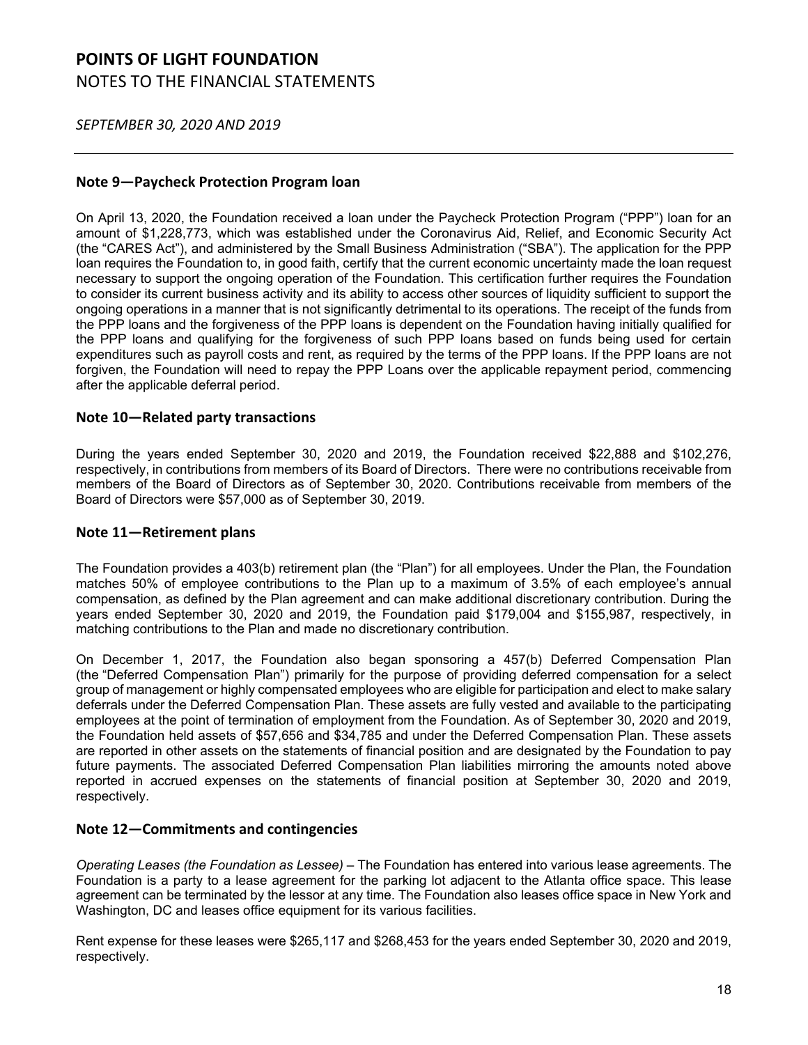## Note 9—Paycheck Protection Program loan

On April 13, 2020, the Foundation received a loan under the Paycheck Protection Program ("PPP") loan for an amount of $1,228,773, which was established under the Coronavirus Aid, Relief, and Economic Security Act (the "CARES Act"), and administered by the Small Business Administration ("SBA"). The application for the PPP loan requires the Foundation to, in good faith, certify that the current economic uncertainty made the loan request necessary to support the ongoing operation of the Foundation. This certification further requires the Foundation to consider its current business activity and its ability to access other sources of liquidity sufficient to support the ongoing operations in a manner that is not significantly detrimental to its operations. The receipt of the funds from the PPP loans and the forgiveness of the PPP loans is dependent on the Foundation having initially qualified for the PPP loans and qualifying for the forgiveness of such PPP loans based on funds being used for certain expenditures such as payroll costs and rent, as required by the terms of the PPP loans. If the PPP loans are not forgiven, the Foundation will need to repay the PPP Loans over the applicable repayment period, commencing after the applicable deferral period.

## Note 10—Related party transactions

During the years ended September 30, 2020 and 2019, the Foundation received $22,888 and $102,276, respectively, in contributions from members of its Board of Directors. There were no contributions receivable from members of the Board of Directors as of September 30, 2020. Contributions receivable from members of the Board of Directors were $57,000 as of September 30, 2019.

## Note 11—Retirement plans

The Foundation provides a 403(b) retirement plan (the "Plan") for all employees. Under the Plan, the Foundation matches 50% of employee contributions to the Plan up to a maximum of 3.5% of each employee's annual compensation, as defined by the Plan agreement and can make additional discretionary contribution. During the years ended September 30, 2020 and 2019, the Foundation paid $179,004 and $155,987, respectively, in matching contributions to the Plan and made no discretionary contribution.

On December 1, 2017, the Foundation also began sponsoring a 457(b) Deferred Compensation Plan (the "Deferred Compensation Plan") primarily for the purpose of providing deferred compensation for a select group of management or highly compensated employees who are eligible for participation and elect to make salary deferrals under the Deferred Compensation Plan. These assets are fully vested and available to the participating employees at the point of termination of employment from the Foundation. As of September 30, 2020 and 2019, the Foundation held assets of $57,656 and $34,785 and under the Deferred Compensation Plan. These assets are reported in other assets on the statements of financial position and are designated by the Foundation to pay future payments. The associated Deferred Compensation Plan liabilities mirroring the amounts noted above reported in accrued expenses on the statements of financial position at September 30, 2020 and 2019, respectively.

## Note 12—Commitments and contingencies

*Operating Leases (the Foundation as Lessee)* – The Foundation has entered into various lease agreements. The Foundation is a party to a lease agreement for the parking lot adjacent to the Atlanta office space. This lease agreement can be terminated by the lessor at any time. The Foundation also leases office space in New York and Washington, DC and leases office equipment for its various facilities.

Rent expense for these leases were $265,117 and $268,453 for the years ended September 30, 2020 and 2019, respectively.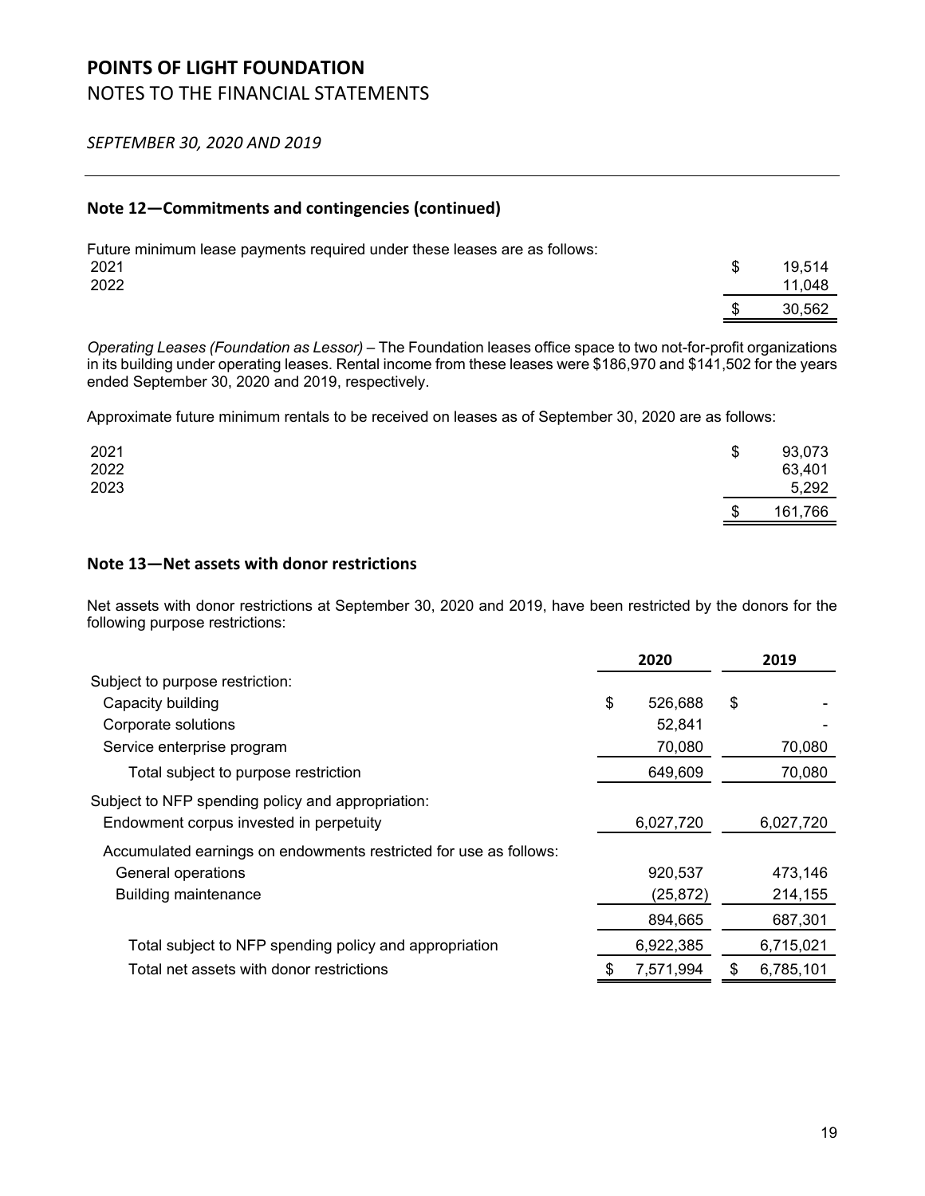# POINTS OF LIGHT FOUNDATION
NOTES TO THE FINANCIAL STATEMENTS

*SEPTEMBER 30, 2020 AND 2019*

## Note 12—Commitments and contingencies (continued)

Future minimum lease payments required under these leases are as follows:

| | |
|---|---|
| 2021 | $ 19,514 |
| 2022 | 11,048 |
| | $ 30,562 |

*Operating Leases (Foundation as Lessor)* – The Foundation leases office space to two not-for-profit organizations in its building under operating leases. Rental income from these leases were $186,970 and $141,502 for the years ended September 30, 2020 and 2019, respectively.

Approximate future minimum rentals to be received on leases as of September 30, 2020 are as follows:

| | |
|---|---|
| 2021 | $ 93,073 |
| 2022 | 63,401 |
| 2023 | 5,292 |
| | $ 161,766 |

## Note 13—Net assets with donor restrictions

Net assets with donor restrictions at September 30, 2020 and 2019, have been restricted by the donors for the following purpose restrictions:

| | 2020 | 2019 |
|---|---|---|
| Subject to purpose restriction: | | |
| Capacity building | $ 526,688 | $ - |
| Corporate solutions | 52,841 | - |
| Service enterprise program | 70,080 | 70,080 |
| Total subject to purpose restriction | 649,609 | 70,080 |
| Subject to NFP spending policy and appropriation: | | |
| Endowment corpus invested in perpetuity | 6,027,720 | 6,027,720 |
| Accumulated earnings on endowments restricted for use as follows: | | |
| General operations | 920,537 | 473,146 |
| Building maintenance | (25,872) | 214,155 |
| | 894,665 | 687,301 |
| Total subject to NFP spending policy and appropriation | 6,922,385 | 6,715,021 |
| Total net assets with donor restrictions | $ 7,571,994 | $ 6,785,101 |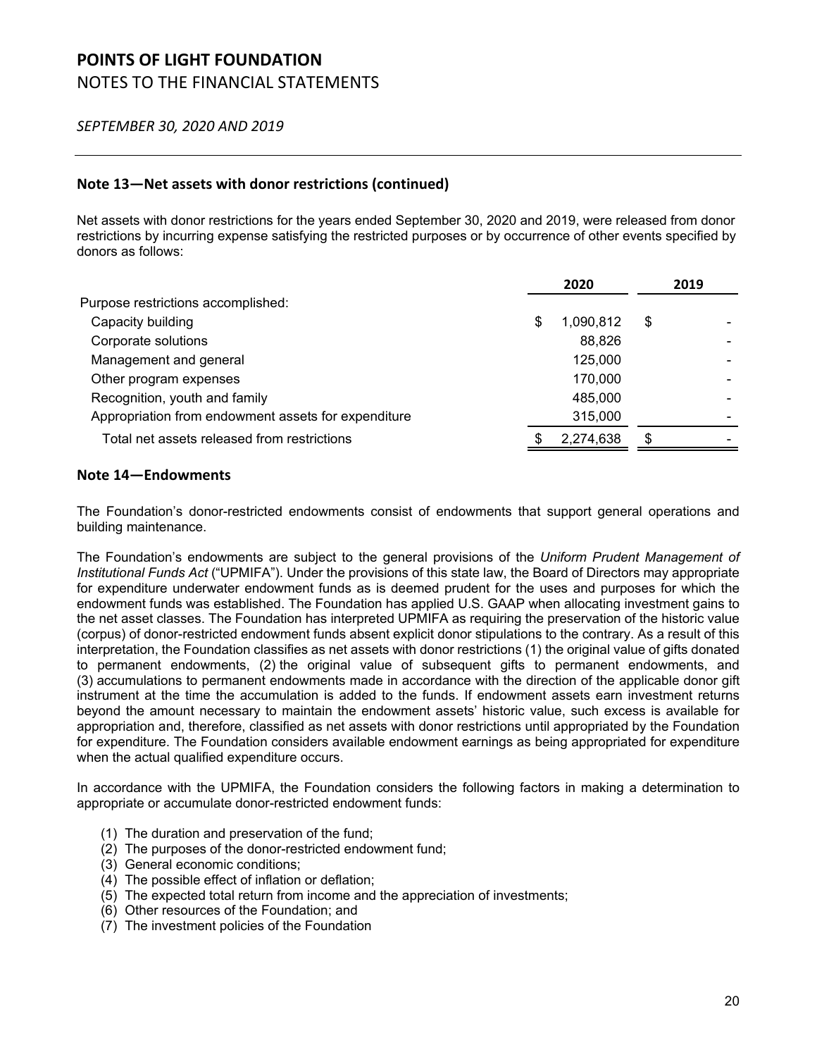# POINTS OF LIGHT FOUNDATION

NOTES TO THE FINANCIAL STATEMENTS

*SEPTEMBER 30, 2020 AND 2019*

## Note 13—Net assets with donor restrictions (continued)

Net assets with donor restrictions for the years ended September 30, 2020 and 2019, were released from donor restrictions by incurring expense satisfying the restricted purposes or by occurrence of other events specified by donors as follows:

| | 2020 | 2019 |
|---|---|---|
| Purpose restrictions accomplished: | | |
| Capacity building | $ 1,090,812 | $ - |
| Corporate solutions | 88,826 | - |
| Management and general | 125,000 | - |
| Other program expenses | 170,000 | - |
| Recognition, youth and family | 485,000 | - |
| Appropriation from endowment assets for expenditure | 315,000 | - |
| Total net assets released from restrictions | $ 2,274,638 | $ - |

## Note 14—Endowments

The Foundation's donor-restricted endowments consist of endowments that support general operations and building maintenance.

The Foundation's endowments are subject to the general provisions of the *Uniform Prudent Management of Institutional Funds Act* ("UPMIFA"). Under the provisions of this state law, the Board of Directors may appropriate for expenditure underwater endowment funds as is deemed prudent for the uses and purposes for which the endowment funds was established. The Foundation has applied U.S. GAAP when allocating investment gains to the net asset classes. The Foundation has interpreted UPMIFA as requiring the preservation of the historic value (corpus) of donor-restricted endowment funds absent explicit donor stipulations to the contrary. As a result of this interpretation, the Foundation classifies as net assets with donor restrictions (1) the original value of gifts donated to permanent endowments, (2) the original value of subsequent gifts to permanent endowments, and (3) accumulations to permanent endowments made in accordance with the direction of the applicable donor gift instrument at the time the accumulation is added to the funds. If endowment assets earn investment returns beyond the amount necessary to maintain the endowment assets' historic value, such excess is available for appropriation and, therefore, classified as net assets with donor restrictions until appropriated by the Foundation for expenditure. The Foundation considers available endowment earnings as being appropriated for expenditure when the actual qualified expenditure occurs.

In accordance with the UPMIFA, the Foundation considers the following factors in making a determination to appropriate or accumulate donor-restricted endowment funds:

1. The duration and preservation of the fund;
2. The purposes of the donor-restricted endowment fund;
3. General economic conditions;
4. The possible effect of inflation or deflation;
5. The expected total return from income and the appreciation of investments;
6. Other resources of the Foundation; and
7. The investment policies of the Foundation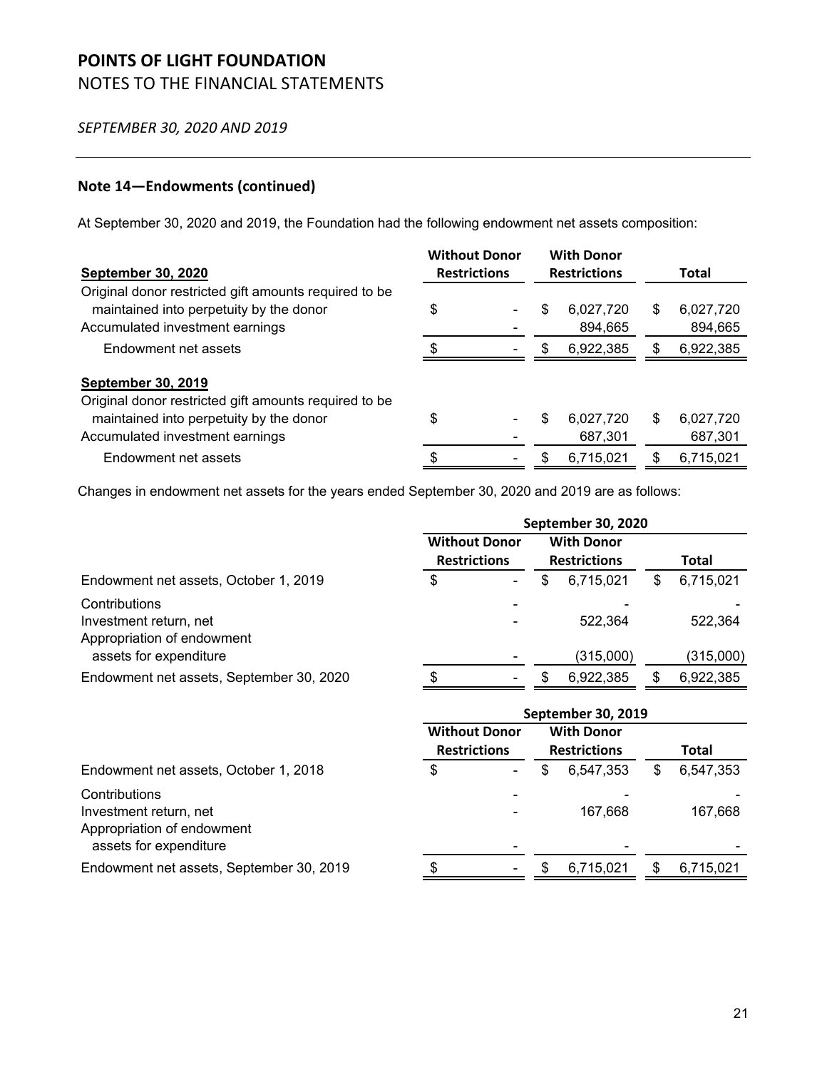# POINTS OF LIGHT FOUNDATION

## NOTES TO THE FINANCIAL STATEMENTS

*SEPTEMBER 30, 2020 AND 2019*

---

### Note 14—Endowments (continued)

At September 30, 2020 and 2019, the Foundation had the following endowment net assets composition:

| September 30, 2020 | Without Donor Restrictions | With Donor Restrictions | Total |
|---|---|---|---|
| Original donor restricted gift amounts required to be maintained into perpetuity by the donor | $ - | $ 6,027,720 | $ 6,027,720 |
| Accumulated investment earnings | - | 894,665 | 894,665 |
| Endowment net assets | $ - | $ 6,922,385 | $ 6,922,385 |
| **September 30, 2019** | | | |
| Original donor restricted gift amounts required to be maintained into perpetuity by the donor | $ - | $ 6,027,720 | $ 6,027,720 |
| Accumulated investment earnings | - | 687,301 | 687,301 |
| Endowment net assets | $ - | $ 6,715,021 | $ 6,715,021 |

Changes in endowment net assets for the years ended September 30, 2020 and 2019 are as follows:

| | September 30, 2020 | | |
|---|---|---|---|
| | Without Donor Restrictions | With Donor Restrictions | Total |
| Endowment net assets, October 1, 2019 | $ - | $ 6,715,021 | $ 6,715,021 |
| Contributions | - | - | - |
| Investment return, net | - | 522,364 | 522,364 |
| Appropriation of endowment assets for expenditure | - | (315,000) | (315,000) |
| Endowment net assets, September 30, 2020 | $ - | $ 6,922,385 | $ 6,922,385 |

| | September 30, 2019 | | |
|---|---|---|---|
| | Without Donor Restrictions | With Donor Restrictions | Total |
| Endowment net assets, October 1, 2018 | $ - | $ 6,547,353 | $ 6,547,353 |
| Contributions | - | - | - |
| Investment return, net | - | 167,668 | 167,668 |
| Appropriation of endowment assets for expenditure | - | - | - |
| Endowment net assets, September 30, 2019 | $ - | $ 6,715,021 | $ 6,715,021 |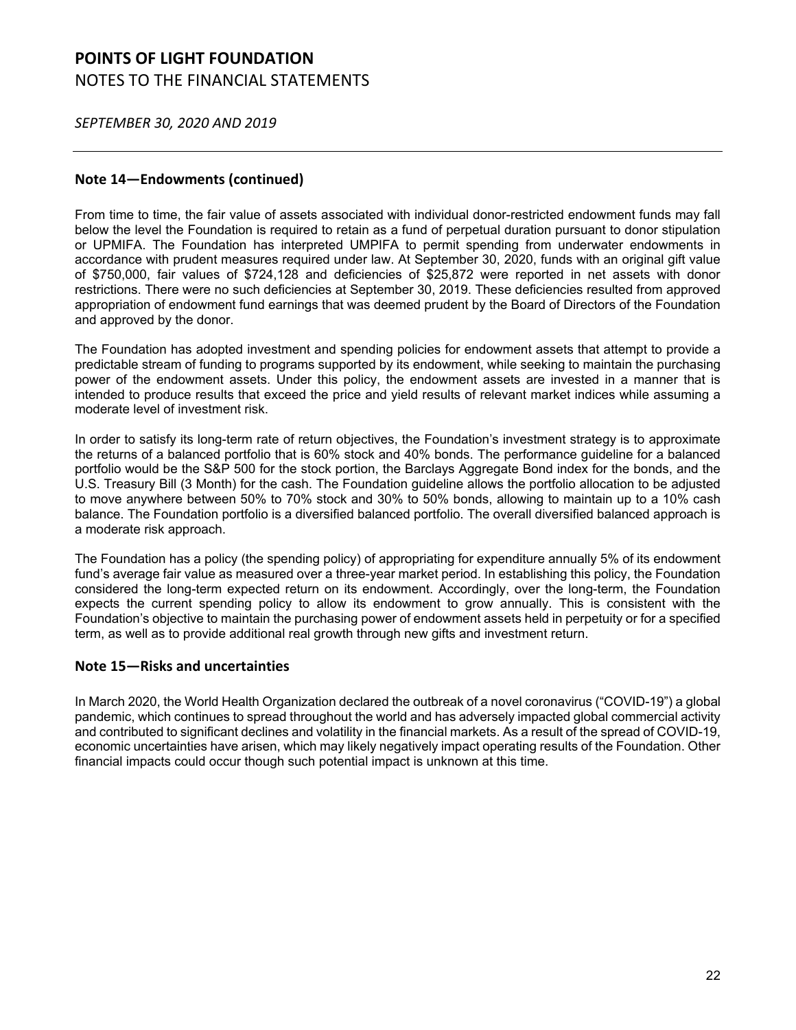## Note 14—Endowments (continued)

From time to time, the fair value of assets associated with individual donor-restricted endowment funds may fall below the level the Foundation is required to retain as a fund of perpetual duration pursuant to donor stipulation or UPMIFA. The Foundation has interpreted UMPIFA to permit spending from underwater endowments in accordance with prudent measures required under law. At September 30, 2020, funds with an original gift value of $750,000, fair values of $724,128 and deficiencies of $25,872 were reported in net assets with donor restrictions. There were no such deficiencies at September 30, 2019. These deficiencies resulted from approved appropriation of endowment fund earnings that was deemed prudent by the Board of Directors of the Foundation and approved by the donor.

The Foundation has adopted investment and spending policies for endowment assets that attempt to provide a predictable stream of funding to programs supported by its endowment, while seeking to maintain the purchasing power of the endowment assets. Under this policy, the endowment assets are invested in a manner that is intended to produce results that exceed the price and yield results of relevant market indices while assuming a moderate level of investment risk.

In order to satisfy its long-term rate of return objectives, the Foundation's investment strategy is to approximate the returns of a balanced portfolio that is 60% stock and 40% bonds. The performance guideline for a balanced portfolio would be the S&P 500 for the stock portion, the Barclays Aggregate Bond index for the bonds, and the U.S. Treasury Bill (3 Month) for the cash. The Foundation guideline allows the portfolio allocation to be adjusted to move anywhere between 50% to 70% stock and 30% to 50% bonds, allowing to maintain up to a 10% cash balance. The Foundation portfolio is a diversified balanced portfolio. The overall diversified balanced approach is a moderate risk approach.

The Foundation has a policy (the spending policy) of appropriating for expenditure annually 5% of its endowment fund's average fair value as measured over a three-year market period. In establishing this policy, the Foundation considered the long-term expected return on its endowment. Accordingly, over the long-term, the Foundation expects the current spending policy to allow its endowment to grow annually. This is consistent with the Foundation's objective to maintain the purchasing power of endowment assets held in perpetuity or for a specified term, as well as to provide additional real growth through new gifts and investment return.

## Note 15—Risks and uncertainties

In March 2020, the World Health Organization declared the outbreak of a novel coronavirus ("COVID-19") a global pandemic, which continues to spread throughout the world and has adversely impacted global commercial activity and contributed to significant declines and volatility in the financial markets. As a result of the spread of COVID-19, economic uncertainties have arisen, which may likely negatively impact operating results of the Foundation. Other financial impacts could occur though such potential impact is unknown at this time.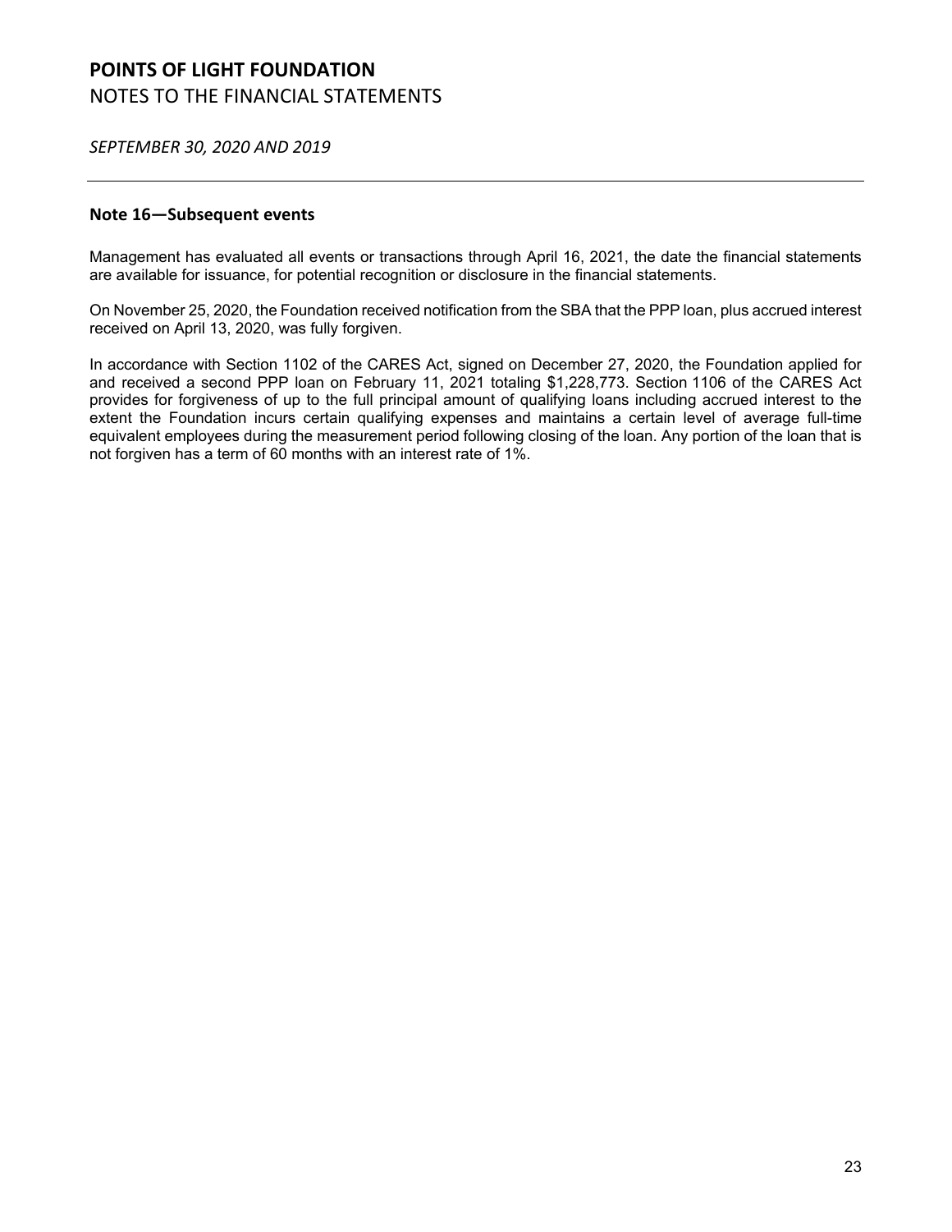## Note 16—Subsequent events

Management has evaluated all events or transactions through April 16, 2021, the date the financial statements are available for issuance, for potential recognition or disclosure in the financial statements.

On November 25, 2020, the Foundation received notification from the SBA that the PPP loan, plus accrued interest received on April 13, 2020, was fully forgiven.

In accordance with Section 1102 of the CARES Act, signed on December 27, 2020, the Foundation applied for and received a second PPP loan on February 11, 2021 totaling $1,228,773. Section 1106 of the CARES Act provides for forgiveness of up to the full principal amount of qualifying loans including accrued interest to the extent the Foundation incurs certain qualifying expenses and maintains a certain level of average full-time equivalent employees during the measurement period following closing of the loan. Any portion of the loan that is not forgiven has a term of 60 months with an interest rate of 1%.